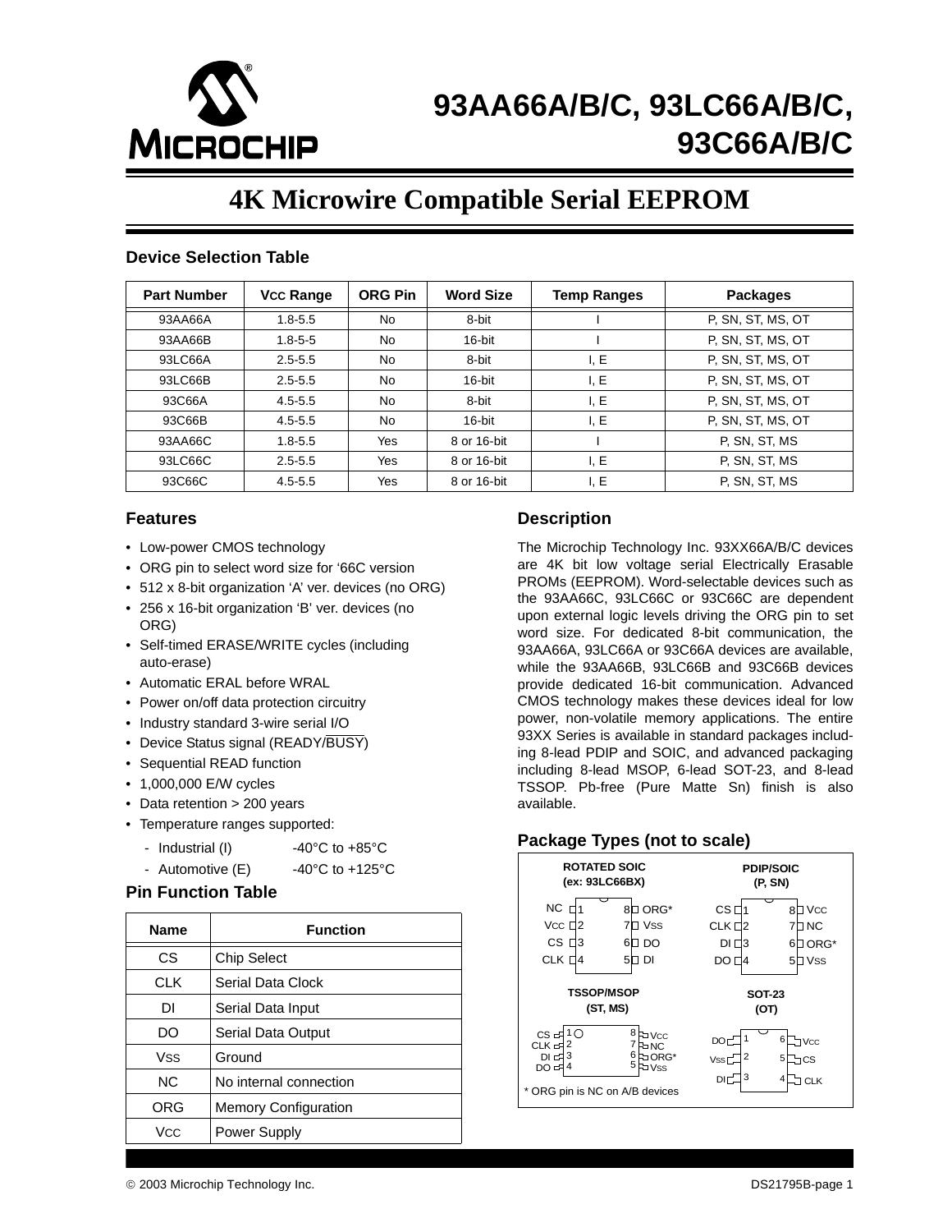# 93AA66A/B/C, 93LC66A/B/C, 93C66A/B/C

## 4K Microwire Compatible Serial EEPROM

### Device Selection Table

| Part Number | VCC Range | ORG Pin | Word Size | Temp Ranges | Packages |
|---|---|---|---|---|---|
| 93AA66A | 1.8-5.5 | No | 8-bit | I | P, SN, ST, MS, OT |
| 93AA66B | 1.8-5-5 | No | 16-bit | I | P, SN, ST, MS, OT |
| 93LC66A | 2.5-5.5 | No | 8-bit | I, E | P, SN, ST, MS, OT |
| 93LC66B | 2.5-5.5 | No | 16-bit | I, E | P, SN, ST, MS, OT |
| 93C66A | 4.5-5.5 | No | 8-bit | I, E | P, SN, ST, MS, OT |
| 93C66B | 4.5-5.5 | No | 16-bit | I, E | P, SN, ST, MS, OT |
| 93AA66C | 1.8-5.5 | Yes | 8 or 16-bit | I | P, SN, ST, MS |
| 93LC66C | 2.5-5.5 | Yes | 8 or 16-bit | I, E | P, SN, ST, MS |
| 93C66C | 4.5-5.5 | Yes | 8 or 16-bit | I, E | P, SN, ST, MS |

### Features

- Low-power CMOS technology
- ORG pin to select word size for '66C version
- 512 x 8-bit organization 'A' ver. devices (no ORG)
- 256 x 16-bit organization 'B' ver. devices (no ORG)
- Self-timed ERASE/WRITE cycles (including auto-erase)
- Automatic ERAL before WRAL
- Power on/off data protection circuitry
- Industry standard 3-wire serial I/O
- Device Status signal (READY/$\overline{\text{BUSY}}$)
- Sequential READ function
- 1,000,000 E/W cycles
- Data retention > 200 years
- Temperature ranges supported:
  - Industrial (I) -40°C to +85°C
  - Automotive (E) -40°C to +125°C

### Pin Function Table

| Name | Function |
|---|---|
| CS | Chip Select |
| CLK | Serial Data Clock |
| DI | Serial Data Input |
| DO | Serial Data Output |
| VSS | Ground |
| NC | No internal connection |
| ORG | Memory Configuration |
| VCC | Power Supply |

### Description

The Microchip Technology Inc. 93XX66A/B/C devices are 4K bit low voltage serial Electrically Erasable PROMs (EEPROM). Word-selectable devices such as the 93AA66C, 93LC66C or 93C66C are dependent upon external logic levels driving the ORG pin to set word size. For dedicated 8-bit communication, the 93AA66A, 93LC66A or 93C66A devices are available, while the 93AA66B, 93LC66B and 93C66B devices provide dedicated 16-bit communication. Advanced CMOS technology makes these devices ideal for low power, non-volatile memory applications. The entire 93XX Series is available in standard packages including 8-lead PDIP and SOIC, and advanced packaging including 8-lead MSOP, 6-lead SOT-23, and 8-lead TSSOP. Pb-free (Pure Matte Sn) finish is also available.

### Package Types (not to scale)

**ROTATED SOIC (ex: 93LC66BX)**

| Pin | Name | Pin | Name |
|---|---|---|---|
| 1 | NC | 8 | ORG* |
| 2 | VCC | 7 | VSS |
| 3 | CS | 6 | DO |
| 4 | CLK | 5 | DI |

**PDIP/SOIC (P, SN)**

| Pin | Name | Pin | Name |
|---|---|---|---|
| 1 | CS | 8 | VCC |
| 2 | CLK | 7 | NC |
| 3 | DI | 6 | ORG* |
| 4 | DO | 5 | VSS |

**TSSOP/MSOP (ST, MS)**

| Pin | Name | Pin | Name |
|---|---|---|---|
| 1 | CS | 8 | VCC |
| 2 | CLK | 7 | NC |
| 3 | DI | 6 | ORG* |
| 4 | DO | 5 | VSS |

**SOT-23 (OT)**

| Pin | Name | Pin | Name |
|---|---|---|---|
| 1 | DO | 6 | VCC |
| 2 | VSS | 5 | CS |
| 3 | DI | 4 | CLK |

\* ORG pin is NC on A/B devices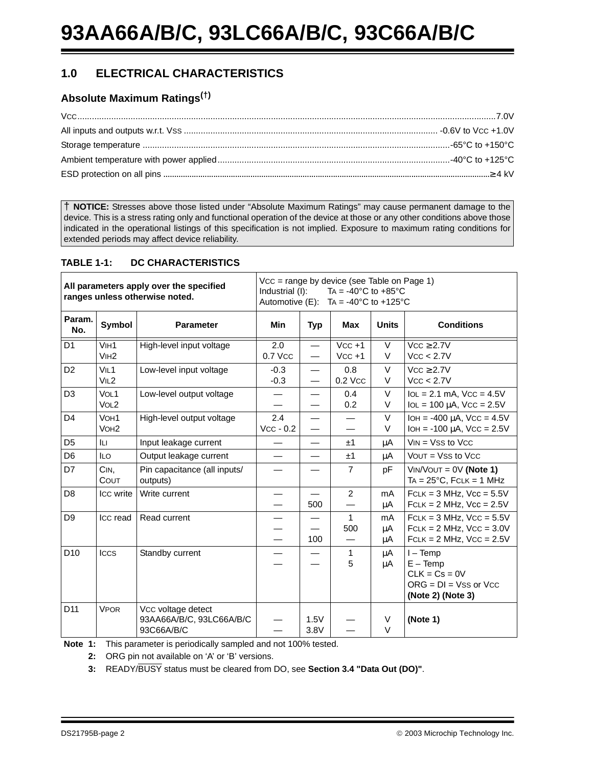## 1.0 ELECTRICAL CHARACTERISTICS

### Absolute Maximum Ratings(†)

$V_{CC}$ .......... 7.0V

All inputs and outputs w.r.t. $V_{SS}$ .......... -0.6V to $V_{CC}$ +1.0V

Storage temperature .......... -65°C to +150°C

Ambient temperature with power applied .......... -40°C to +125°C

ESD protection on all pins .......... ≥ 4 kV

**† NOTICE:** Stresses above those listed under “Absolute Maximum Ratings” may cause permanent damage to the device. This is a stress rating only and functional operation of the device at those or any other conditions above those indicated in the operational listings of this specification is not implied. Exposure to maximum rating conditions for extended periods may affect device reliability.

**TABLE 1-1: DC CHARACTERISTICS**

| **All parameters apply over the specified ranges unless otherwise noted.** | | | $V_{CC}$ = range by device (see Table on Page 1)<br>Industrial (I): $T_A$ = -40°C to +85°C<br>Automotive (E): $T_A$ = -40°C to +125°C | | | | |
|---|---|---|---|---|---|---|---|
| **Param. No.** | **Symbol** | **Parameter** | **Min** | **Typ** | **Max** | **Units** | **Conditions** |
| D1 | $V_{IH}1$<br>$V_{IH}2$ | High-level input voltage | 2.0<br>0.7 $V_{CC}$ | —<br>— | $V_{CC}$ +1<br>$V_{CC}$ +1 | V<br>V | $V_{CC}$ ≥ 2.7V<br>$V_{CC}$ < 2.7V |
| D2 | $V_{IL}1$<br>$V_{IL}2$ | Low-level input voltage | -0.3<br>-0.3 | —<br>— | 0.8<br>0.2 $V_{CC}$ | V<br>V | $V_{CC}$ ≥ 2.7V<br>$V_{CC}$ < 2.7V |
| D3 | $V_{OL}1$<br>$V_{OL}2$ | Low-level output voltage | —<br>— | —<br>— | 0.4<br>0.2 | V<br>V | $I_{OL}$ = 2.1 mA, $V_{CC}$ = 4.5V<br>$I_{OL}$ = 100 μA, $V_{CC}$ = 2.5V |
| D4 | $V_{OH}1$<br>$V_{OH}2$ | High-level output voltage | 2.4<br>$V_{CC}$ - 0.2 | —<br>— | —<br>— | V<br>V | $I_{OH}$ = -400 μA, $V_{CC}$ = 4.5V<br>$I_{OH}$ = -100 μA, $V_{CC}$ = 2.5V |
| D5 | $I_{LI}$ | Input leakage current | — | — | ±1 | μA | $V_{IN}$ = $V_{SS}$ to $V_{CC}$ |
| D6 | $I_{LO}$ | Output leakage current | — | — | ±1 | μA | $V_{OUT}$ = $V_{SS}$ to $V_{CC}$ |
| D7 | $C_{IN}$,<br>$C_{OUT}$ | Pin capacitance (all inputs/ outputs) | — | — | 7 | pF | $V_{IN}/V_{OUT}$ = 0V **(Note 1)**<br>$T_A$ = 25°C, $F_{CLK}$ = 1 MHz |
| D8 | $I_{CC}$ write | Write current | —<br>— | —<br>500 | 2<br>— | mA<br>μA | $F_{CLK}$ = 3 MHz, Vcc = 5.5V<br>$F_{CLK}$ = 2 MHz, Vcc = 2.5V |
| D9 | $I_{CC}$ read | Read current | —<br>—<br>— | —<br>—<br>100 | 1<br>500<br>— | mA<br>μA<br>μA | $F_{CLK}$ = 3 MHz, $V_{CC}$ = 5.5V<br>$F_{CLK}$ = 2 MHz, $V_{CC}$ = 3.0V<br>$F_{CLK}$ = 2 MHz, $V_{CC}$ = 2.5V |
| D10 | $I_{CCS}$ | Standby current | —<br>— | —<br>— | 1<br>5 | μA<br>μA | I – Temp<br>E – Temp<br>CLK = Cs = 0V<br>ORG = DI = $V_{SS}$ or $V_{CC}$<br>**(Note 2) (Note 3)** |
| D11 | $V_{POR}$ | $V_{CC}$ voltage detect<br>93AA66A/B/C, 93LC66A/B/C<br>93C66A/B/C | <br>—<br>— | <br>1.5V<br>3.8V | <br>—<br>— | <br>V<br>V | **(Note 1)** |

**Note 1:** This parameter is periodically sampled and not 100% tested.

**2:** ORG pin not available on ‘A’ or ‘B’ versions.

**3:** READY/$\overline{BUSY}$ status must be cleared from DO, see **Section 3.4 "Data Out (DO)"**.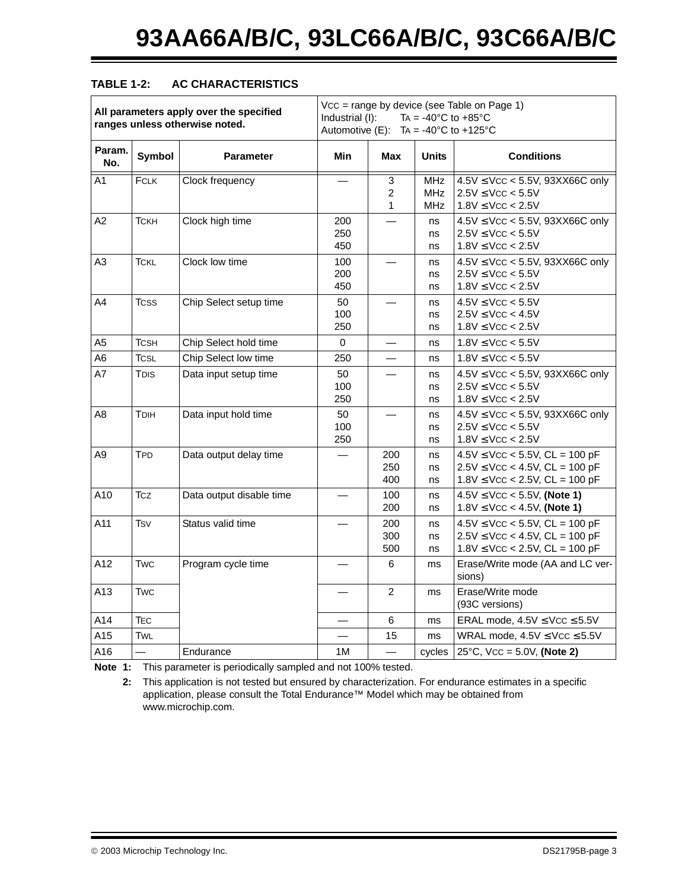### TABLE 1-2: AC CHARACTERISTICS

| All parameters apply over the specified ranges unless otherwise noted. | | | VCC = range by device (see Table on Page 1)<br>Industrial (I): TA = -40°C to +85°C<br>Automotive (E): TA = -40°C to +125°C | | | |
|---|---|---|---|---|---|---|
| **Param. No.** | **Symbol** | **Parameter** | **Min** | **Max** | **Units** | **Conditions** |
| A1 | FCLK | Clock frequency | — | 3<br>2<br>1 | MHz<br>MHz<br>MHz | 4.5V ≤ VCC < 5.5V, 93XX66C only<br>2.5V ≤ VCC < 5.5V<br>1.8V ≤ VCC < 2.5V |
| A2 | TCKH | Clock high time | 200<br>250<br>450 | — | ns<br>ns<br>ns | 4.5V ≤ VCC < 5.5V, 93XX66C only<br>2.5V ≤ VCC < 5.5V<br>1.8V ≤ VCC < 2.5V |
| A3 | TCKL | Clock low time | 100<br>200<br>450 | — | ns<br>ns<br>ns | 4.5V ≤ VCC < 5.5V, 93XX66C only<br>2.5V ≤ VCC < 5.5V<br>1.8V ≤ VCC < 2.5V |
| A4 | TCSS | Chip Select setup time | 50<br>100<br>250 | — | ns<br>ns<br>ns | 4.5V ≤ VCC < 5.5V<br>2.5V ≤ VCC < 4.5V<br>1.8V ≤ VCC < 2.5V |
| A5 | TCSH | Chip Select hold time | 0 | — | ns | 1.8V ≤ VCC < 5.5V |
| A6 | TCSL | Chip Select low time | 250 | — | ns | 1.8V ≤ VCC < 5.5V |
| A7 | TDIS | Data input setup time | 50<br>100<br>250 | — | ns<br>ns<br>ns | 4.5V ≤ VCC < 5.5V, 93XX66C only<br>2.5V ≤ VCC < 5.5V<br>1.8V ≤ VCC < 2.5V |
| A8 | TDIH | Data input hold time | 50<br>100<br>250 | — | ns<br>ns<br>ns | 4.5V ≤ VCC < 5.5V, 93XX66C only<br>2.5V ≤ VCC < 5.5V<br>1.8V ≤ VCC < 2.5V |
| A9 | TPD | Data output delay time | — | 200<br>250<br>400 | ns<br>ns<br>ns | 4.5V ≤ VCC < 5.5V, CL = 100 pF<br>2.5V ≤ VCC < 4.5V, CL = 100 pF<br>1.8V ≤ VCC < 2.5V, CL = 100 pF |
| A10 | TCZ | Data output disable time | — | 100<br>200 | ns<br>ns | 4.5V ≤ VCC < 5.5V, **(Note 1)**<br>1.8V ≤ VCC < 4.5V, **(Note 1)** |
| A11 | TSV | Status valid time | — | 200<br>300<br>500 | ns<br>ns<br>ns | 4.5V ≤ VCC < 5.5V, CL = 100 pF<br>2.5V ≤ VCC < 4.5V, CL = 100 pF<br>1.8V ≤ VCC < 2.5V, CL = 100 pF |
| A12 | TWC | Program cycle time | — | 6 | ms | Erase/Write mode (AA and LC versions) |
| A13 | TWC | | — | 2 | ms | Erase/Write mode (93C versions) |
| A14 | TEC | | — | 6 | ms | ERAL mode, 4.5V ≤ VCC ≤ 5.5V |
| A15 | TWL | | — | 15 | ms | WRAL mode, 4.5V ≤ VCC ≤ 5.5V |
| A16 | — | Endurance | 1M | — | cycles | 25°C, VCC = 5.0V, **(Note 2)** |

**Note 1:** This parameter is periodically sampled and not 100% tested.

**2:** This application is not tested but ensured by characterization. For endurance estimates in a specific application, please consult the Total Endurance™ Model which may be obtained from www.microchip.com.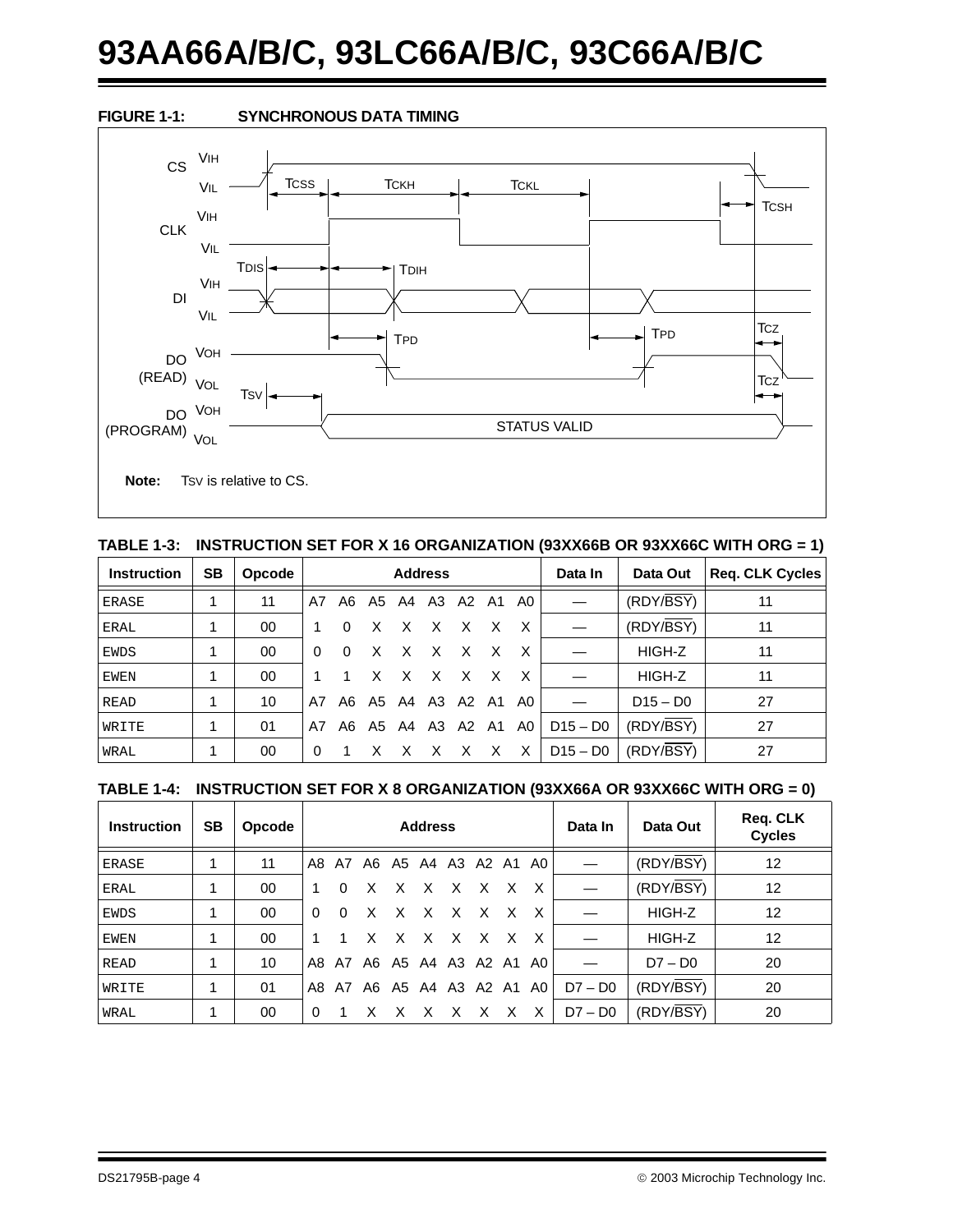**FIGURE 1-1: SYNCHRONOUS DATA TIMING**

**Note:** TSV is relative to CS.

**TABLE 1-3: INSTRUCTION SET FOR X 16 ORGANIZATION (93XX66B OR 93XX66C WITH ORG = 1)**

| Instruction | SB | Opcode | Address | Data In | Data Out | Req. CLK Cycles |
|---|---|---|---|---|---|---|
| ERASE | 1 | 11 | A7 A6 A5 A4 A3 A2 A1 A0 | — | (RDY/$\overline{BSY}$) | 11 |
| ERAL | 1 | 00 | 1 0 X X X X X X | — | (RDY/$\overline{BSY}$) | 11 |
| EWDS | 1 | 00 | 0 0 X X X X X X | — | HIGH-Z | 11 |
| EWEN | 1 | 00 | 1 1 X X X X X X | — | HIGH-Z | 11 |
| READ | 1 | 10 | A7 A6 A5 A4 A3 A2 A1 A0 | — | D15 – D0 | 27 |
| WRITE | 1 | 01 | A7 A6 A5 A4 A3 A2 A1 A0 | D15 – D0 | (RDY/$\overline{BSY}$) | 27 |
| WRAL | 1 | 00 | 0 1 X X X X X X | D15 – D0 | (RDY/$\overline{BSY}$) | 27 |

**TABLE 1-4: INSTRUCTION SET FOR X 8 ORGANIZATION (93XX66A OR 93XX66C WITH ORG = 0)**

| Instruction | SB | Opcode | Address | Data In | Data Out | Req. CLK Cycles |
|---|---|---|---|---|---|---|
| ERASE | 1 | 11 | A8 A7 A6 A5 A4 A3 A2 A1 A0 | — | (RDY/$\overline{BSY}$) | 12 |
| ERAL | 1 | 00 | 1 0 X X X X X X X | — | (RDY/$\overline{BSY}$) | 12 |
| EWDS | 1 | 00 | 0 0 X X X X X X X | — | HIGH-Z | 12 |
| EWEN | 1 | 00 | 1 1 X X X X X X X | — | HIGH-Z | 12 |
| READ | 1 | 10 | A8 A7 A6 A5 A4 A3 A2 A1 A0 | — | D7 – D0 | 20 |
| WRITE | 1 | 01 | A8 A7 A6 A5 A4 A3 A2 A1 A0 | D7 – D0 | (RDY/$\overline{BSY}$) | 20 |
| WRAL | 1 | 00 | 0 1 X X X X X X X | D7 – D0 | (RDY/$\overline{BSY}$) | 20 |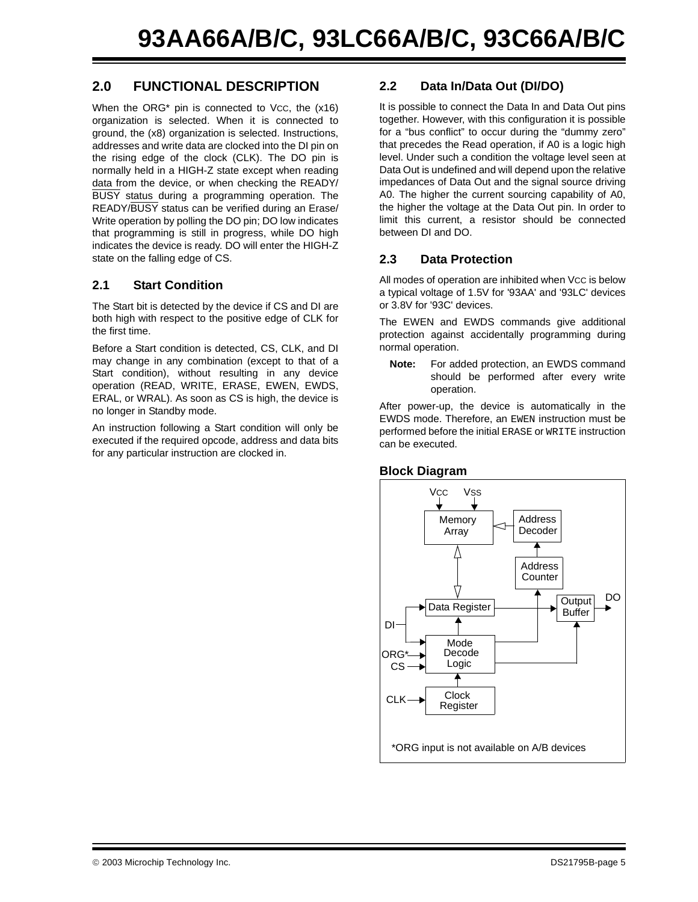## 2.0 FUNCTIONAL DESCRIPTION

When the ORG* pin is connected to VCC, the (x16) organization is selected. When it is connected to ground, the (x8) organization is selected. Instructions, addresses and write data are clocked into the DI pin on the rising edge of the clock (CLK). The DO pin is normally held in a HIGH-Z state except when reading data from the device, or when checking the READY/BUSY status during a programming operation. The READY/BUSY status can be verified during an Erase/Write operation by polling the DO pin; DO low indicates that programming is still in progress, while DO high indicates the device is ready. DO will enter the HIGH-Z state on the falling edge of CS.

### 2.1 Start Condition

The Start bit is detected by the device if CS and DI are both high with respect to the positive edge of CLK for the first time.

Before a Start condition is detected, CS, CLK, and DI may change in any combination (except to that of a Start condition), without resulting in any device operation (READ, WRITE, ERASE, EWEN, EWDS, ERAL, or WRAL). As soon as CS is high, the device is no longer in Standby mode.

An instruction following a Start condition will only be executed if the required opcode, address and data bits for any particular instruction are clocked in.

### 2.2 Data In/Data Out (DI/DO)

It is possible to connect the Data In and Data Out pins together. However, with this configuration it is possible for a “bus conflict” to occur during the “dummy zero” that precedes the Read operation, if A0 is a logic high level. Under such a condition the voltage level seen at Data Out is undefined and will depend upon the relative impedances of Data Out and the signal source driving A0. The higher the current sourcing capability of A0, the higher the voltage at the Data Out pin. In order to limit this current, a resistor should be connected between DI and DO.

### 2.3 Data Protection

All modes of operation are inhibited when VCC is below a typical voltage of 1.5V for '93AA' and '93LC' devices or 3.8V for '93C' devices.

The EWEN and EWDS commands give additional protection against accidentally programming during normal operation.

**Note:** For added protection, an EWDS command should be performed after every write operation.

After power-up, the device is automatically in the EWDS mode. Therefore, an EWEN instruction must be performed before the initial ERASE or WRITE instruction can be executed.

### Block Diagram

VCC VSS

Memory Array | Address Decoder | Address Counter | Data Register | Output Buffer | DO | DI | Mode Decode Logic | ORG* | CS | Clock Register | CLK

*ORG input is not available on A/B devices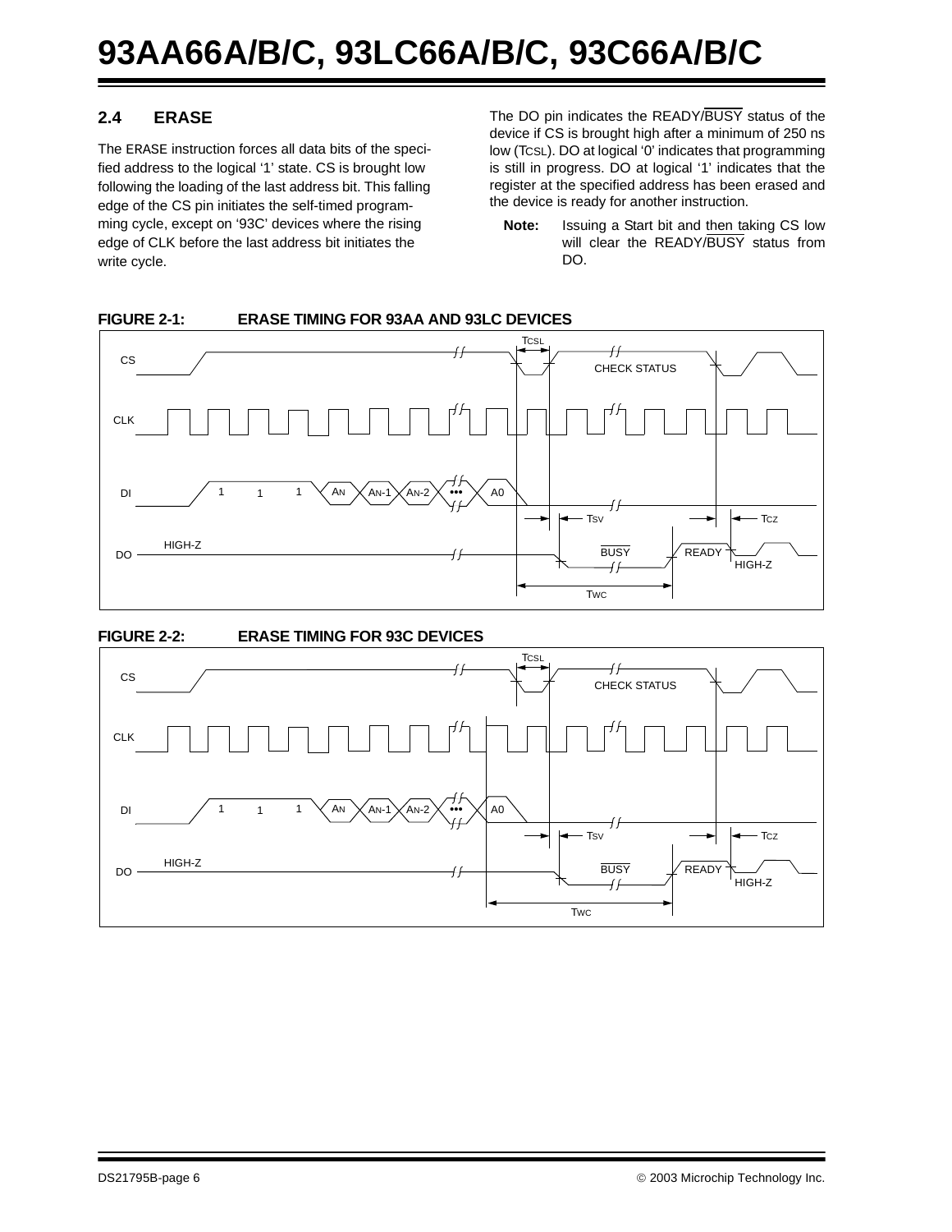## 2.4 ERASE

The ERASE instruction forces all data bits of the specified address to the logical '1' state. CS is brought low following the loading of the last address bit. This falling edge of the CS pin initiates the self-timed programming cycle, except on '93C' devices where the rising edge of CLK before the last address bit initiates the write cycle.

The DO pin indicates the READY/$\overline{\text{BUSY}}$ status of the device if CS is brought high after a minimum of 250 ns low ($T_{CSL}$). DO at logical '0' indicates that programming is still in progress. DO at logical '1' indicates that the register at the specified address has been erased and the device is ready for another instruction.

> **Note:** Issuing a Start bit and then taking CS low will clear the READY/$\overline{\text{BUSY}}$ status from DO.

**FIGURE 2-1: ERASE TIMING FOR 93AA AND 93LC DEVICES**

**FIGURE 2-2: ERASE TIMING FOR 93C DEVICES**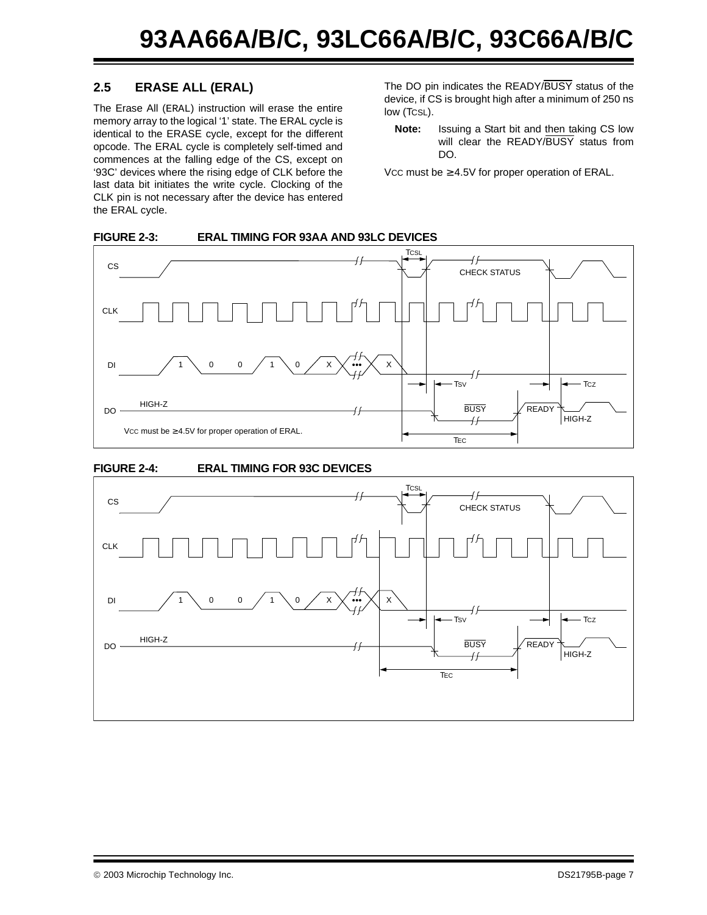## 2.5 ERASE ALL (ERAL)

The Erase All (ERAL) instruction will erase the entire memory array to the logical '1' state. The ERAL cycle is identical to the ERASE cycle, except for the different opcode. The ERAL cycle is completely self-timed and commences at the falling edge of the CS, except on '93C' devices where the rising edge of CLK before the last data bit initiates the write cycle. Clocking of the CLK pin is not necessary after the device has entered the ERAL cycle.

The DO pin indicates the READY/$\overline{BUSY}$ status of the device, if CS is brought high after a minimum of 250 ns low ($T_{CSL}$).

**Note:** Issuing a Start bit and then taking CS low will clear the READY/$\overline{BUSY}$ status from DO.

VCC must be ≥ 4.5V for proper operation of ERAL.

**FIGURE 2-3: ERAL TIMING FOR 93AA AND 93LC DEVICES**

**FIGURE 2-4: ERAL TIMING FOR 93C DEVICES**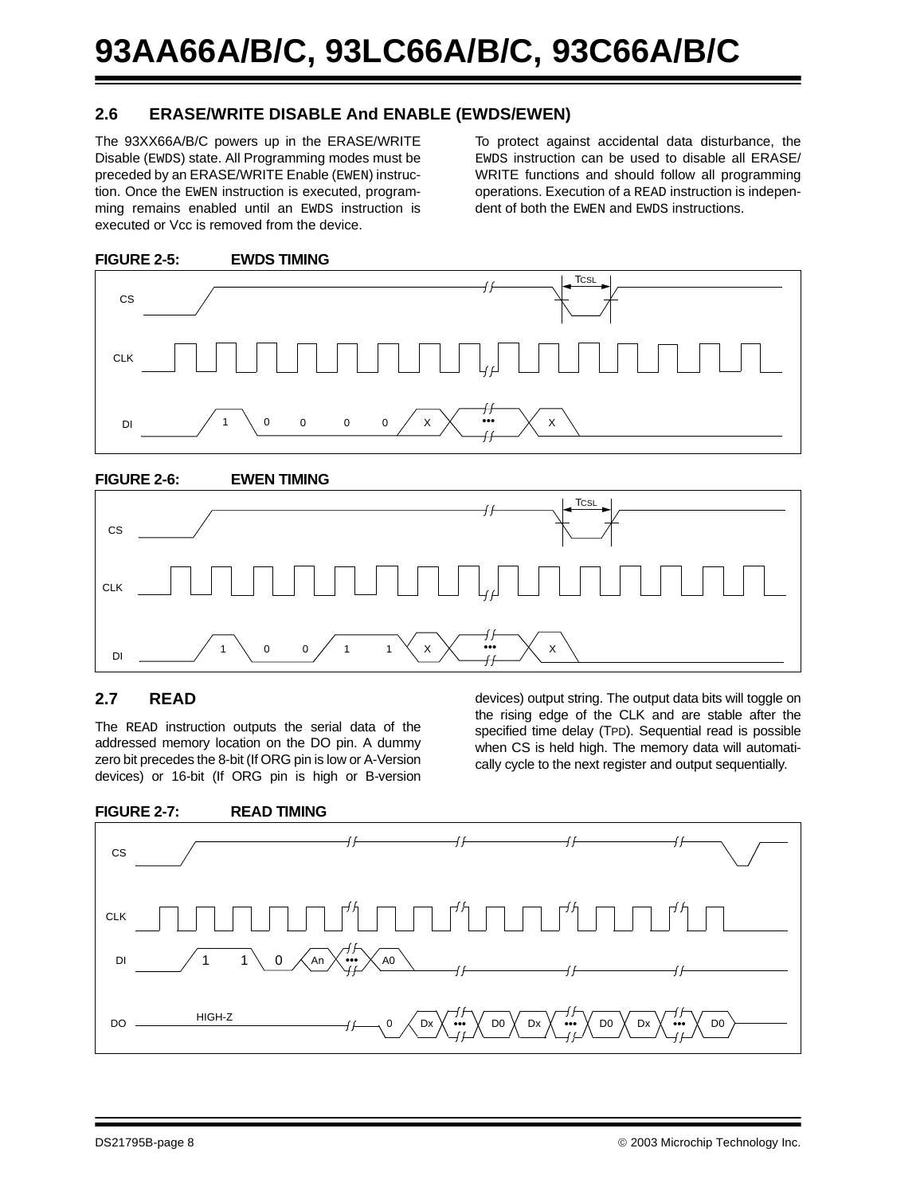## 2.6 ERASE/WRITE DISABLE And ENABLE (EWDS/EWEN)

The 93XX66A/B/C powers up in the ERASE/WRITE Disable (EWDS) state. All Programming modes must be preceded by an ERASE/WRITE Enable (EWEN) instruction. Once the EWEN instruction is executed, programming remains enabled until an EWDS instruction is executed or Vcc is removed from the device.

To protect against accidental data disturbance, the EWDS instruction can be used to disable all ERASE/WRITE functions and should follow all programming operations. Execution of a READ instruction is independent of both the EWEN and EWDS instructions.

**FIGURE 2-5: EWDS TIMING**

**FIGURE 2-6: EWEN TIMING**

## 2.7 READ

The READ instruction outputs the serial data of the addressed memory location on the DO pin. A dummy zero bit precedes the 8-bit (If ORG pin is low or A-Version devices) or 16-bit (If ORG pin is high or B-version devices) output string. The output data bits will toggle on the rising edge of the CLK and are stable after the specified time delay (TPD). Sequential read is possible when CS is held high. The memory data will automatically cycle to the next register and output sequentially.

**FIGURE 2-7: READ TIMING**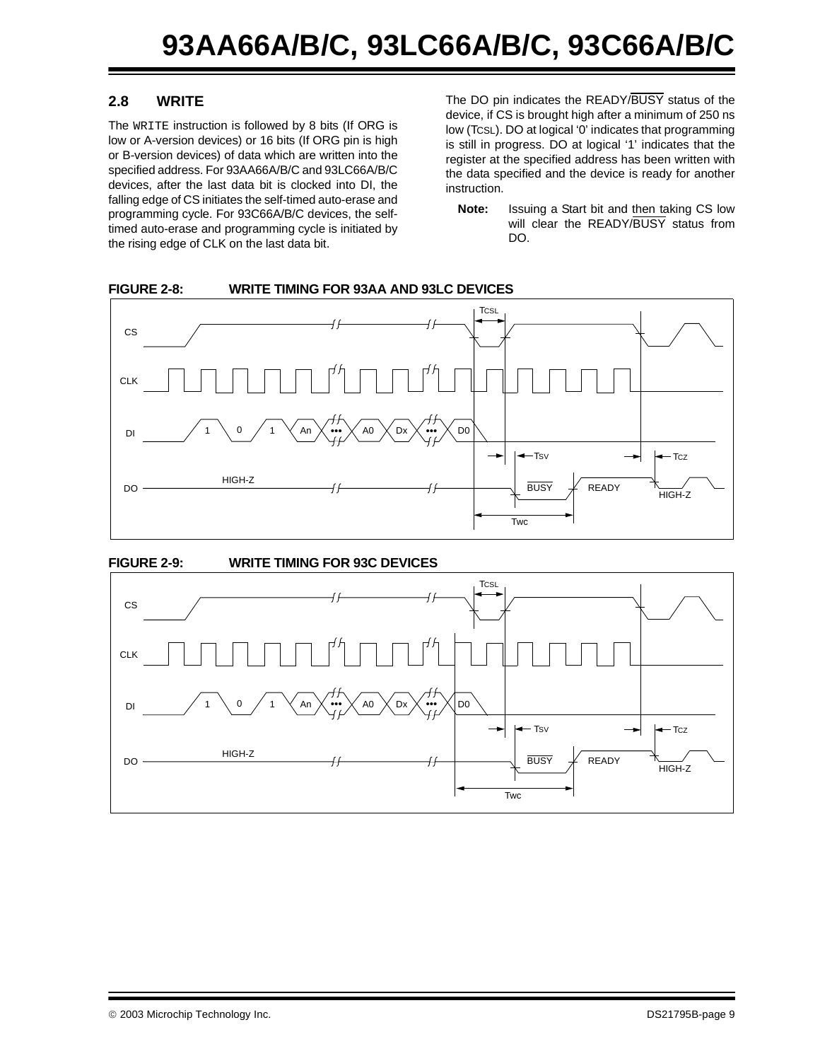## 2.8 WRITE

The WRITE instruction is followed by 8 bits (If ORG is low or A-version devices) or 16 bits (If ORG pin is high or B-version devices) of data which are written into the specified address. For 93AA66A/B/C and 93LC66A/B/C devices, after the last data bit is clocked into DI, the falling edge of CS initiates the self-timed auto-erase and programming cycle. For 93C66A/B/C devices, the self-timed auto-erase and programming cycle is initiated by the rising edge of CLK on the last data bit.

The DO pin indicates the READY/$\overline{\text{BUSY}}$ status of the device, if CS is brought high after a minimum of 250 ns low ($T_{CSL}$). DO at logical '0' indicates that programming is still in progress. DO at logical '1' indicates that the register at the specified address has been written with the data specified and the device is ready for another instruction.

> **Note:** Issuing a Start bit and then taking CS low will clear the READY/$\overline{\text{BUSY}}$ status from DO.

**FIGURE 2-8: WRITE TIMING FOR 93AA AND 93LC DEVICES**

**FIGURE 2-9: WRITE TIMING FOR 93C DEVICES**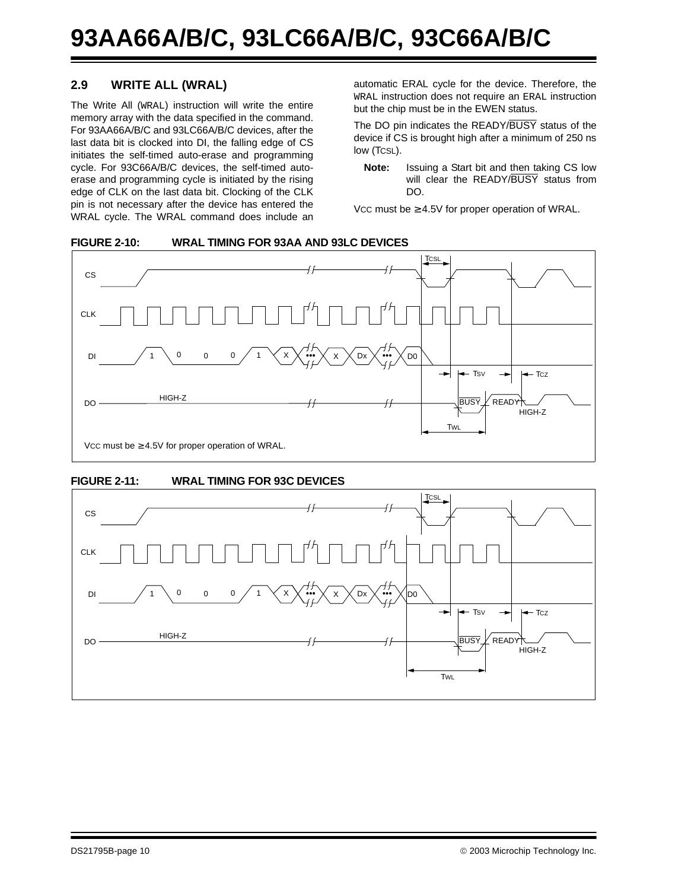## 2.9 WRITE ALL (WRAL)

The Write All (WRAL) instruction will write the entire memory array with the data specified in the command. For 93AA66A/B/C and 93LC66A/B/C devices, after the last data bit is clocked into DI, the falling edge of CS initiates the self-timed auto-erase and programming cycle. For 93C66A/B/C devices, the self-timed auto-erase and programming cycle is initiated by the rising edge of CLK on the last data bit. Clocking of the CLK pin is not necessary after the device has entered the WRAL cycle. The WRAL command does include an automatic ERAL cycle for the device. Therefore, the WRAL instruction does not require an ERAL instruction but the chip must be in the EWEN status.

The DO pin indicates the READY/$\overline{\text{BUSY}}$ status of the device if CS is brought high after a minimum of 250 ns low ($T_{CSL}$).

**Note:** Issuing a Start bit and then taking CS low will clear the READY/$\overline{\text{BUSY}}$ status from DO.

$V_{CC}$ must be ≥ 4.5V for proper operation of WRAL.

**FIGURE 2-10: WRAL TIMING FOR 93AA AND 93LC DEVICES**

$V_{CC}$ must be ≥ 4.5V for proper operation of WRAL.

**FIGURE 2-11: WRAL TIMING FOR 93C DEVICES**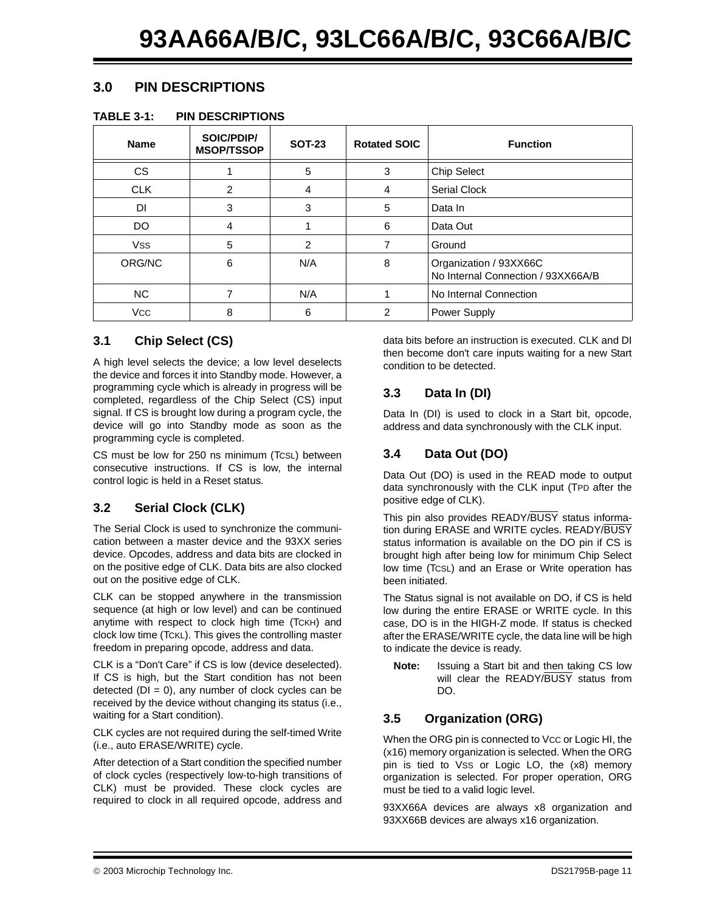## 3.0 PIN DESCRIPTIONS

**TABLE 3-1: PIN DESCRIPTIONS**

| Name | SOIC/PDIP/ MSOP/TSSOP | SOT-23 | Rotated SOIC | Function |
|---|---|---|---|---|
| CS | 1 | 5 | 3 | Chip Select |
| CLK | 2 | 4 | 4 | Serial Clock |
| DI | 3 | 3 | 5 | Data In |
| DO | 4 | 1 | 6 | Data Out |
| $V_{SS}$ | 5 | 2 | 7 | Ground |
| ORG/NC | 6 | N/A | 8 | Organization / 93XX66C<br>No Internal Connection / 93XX66A/B |
| NC | 7 | N/A | 1 | No Internal Connection |
| $V_{CC}$ | 8 | 6 | 2 | Power Supply |

### 3.1 Chip Select (CS)

A high level selects the device; a low level deselects the device and forces it into Standby mode. However, a programming cycle which is already in progress will be completed, regardless of the Chip Select (CS) input signal. If CS is brought low during a program cycle, the device will go into Standby mode as soon as the programming cycle is completed.

CS must be low for 250 ns minimum ($T_{CSL}$) between consecutive instructions. If CS is low, the internal control logic is held in a Reset status.

### 3.2 Serial Clock (CLK)

The Serial Clock is used to synchronize the communication between a master device and the 93XX series device. Opcodes, address and data bits are clocked in on the positive edge of CLK. Data bits are also clocked out on the positive edge of CLK.

CLK can be stopped anywhere in the transmission sequence (at high or low level) and can be continued anytime with respect to clock high time ($T_{CKH}$) and clock low time ($T_{CKL}$). This gives the controlling master freedom in preparing opcode, address and data.

CLK is a "Don't Care" if CS is low (device deselected). If CS is high, but the Start condition has not been detected (DI = 0), any number of clock cycles can be received by the device without changing its status (i.e., waiting for a Start condition).

CLK cycles are not required during the self-timed Write (i.e., auto ERASE/WRITE) cycle.

After detection of a Start condition the specified number of clock cycles (respectively low-to-high transitions of CLK) must be provided. These clock cycles are required to clock in all required opcode, address and data bits before an instruction is executed. CLK and DI then become don't care inputs waiting for a new Start condition to be detected.

### 3.3 Data In (DI)

Data In (DI) is used to clock in a Start bit, opcode, address and data synchronously with the CLK input.

### 3.4 Data Out (DO)

Data Out (DO) is used in the READ mode to output data synchronously with the CLK input ($T_{PD}$ after the positive edge of CLK).

This pin also provides READY/$\overline{\text{BUSY}}$ status information during ERASE and WRITE cycles. READY/$\overline{\text{BUSY}}$ status information is available on the DO pin if CS is brought high after being low for minimum Chip Select low time ($T_{CSL}$) and an Erase or Write operation has been initiated.

The Status signal is not available on DO, if CS is held low during the entire ERASE or WRITE cycle. In this case, DO is in the HIGH-Z mode. If status is checked after the ERASE/WRITE cycle, the data line will be high to indicate the device is ready.

> **Note:** Issuing a Start bit and then taking CS low will clear the READY/$\overline{\text{BUSY}}$ status from DO.

### 3.5 Organization (ORG)

When the ORG pin is connected to $V_{CC}$ or Logic HI, the (x16) memory organization is selected. When the ORG pin is tied to $V_{SS}$ or Logic LO, the (x8) memory organization is selected. For proper operation, ORG must be tied to a valid logic level.

93XX66A devices are always x8 organization and 93XX66B devices are always x16 organization.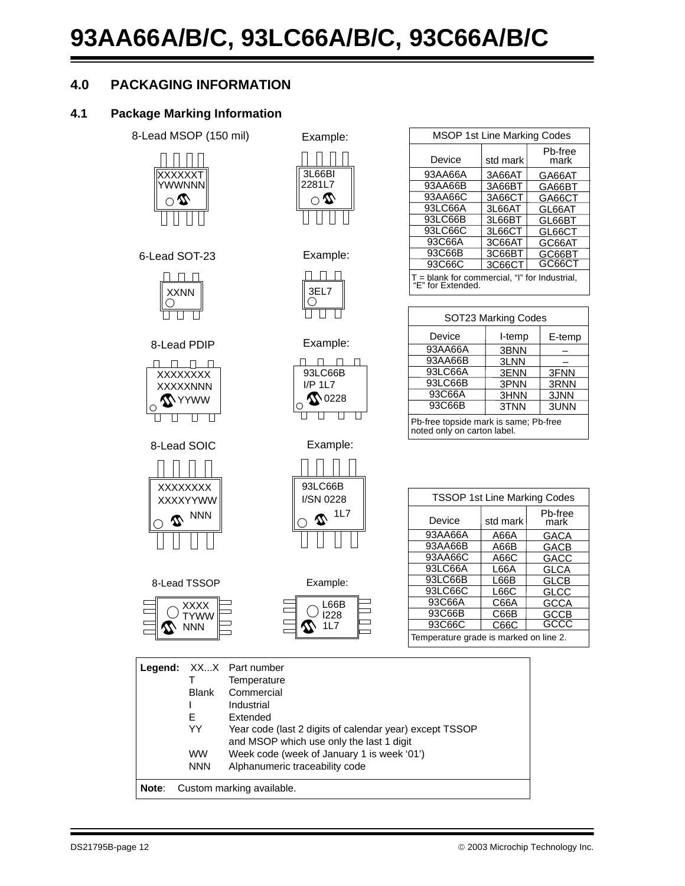# 93AA66A/B/C, 93LC66A/B/C, 93C66A/B/C

## 4.0 PACKAGING INFORMATION

### 4.1 Package Marking Information

8-Lead MSOP (150 mil)

```
XXXXXXT
YWWNNN
```

Example:

```
3L66BI
2281L7
```

6-Lead SOT-23

```
XXNN
```

Example:

```
3EL7
```

8-Lead PDIP

```
XXXXXXXX
XXXXXNNN
YYWW
```

Example:

```
93LC66B
I/P 1L7
0228
```

8-Lead SOIC

```
XXXXXXXX
XXXXYYWW
NNN
```

Example:

```
93LC66B
I/SN 0228
1L7
```

8-Lead TSSOP

```
XXXX
TYWW
NNN
```

Example:

```
L66B
I228
1L7
```

| MSOP 1st Line Marking Codes | | |
|---|---|---|
| Device | std mark | Pb-free mark |
| 93AA66A | 3A66AT | GA66AT |
| 93AA66B | 3A66BT | GA66BT |
| 93AA66C | 3A66CT | GA66CT |
| 93LC66A | 3L66AT | GL66AT |
| 93LC66B | 3L66BT | GL66BT |
| 93LC66C | 3L66CT | GL66CT |
| 93C66A | 3C66AT | GC66AT |
| 93C66B | 3C66BT | GC66BT |
| 93C66C | 3C66CT | GC66CT |

T = blank for commercial, "I" for Industrial, "E" for Extended.

| SOT23 Marking Codes | | |
|---|---|---|
| Device | I-temp | E-temp |
| 93AA66A | 3BNN | – |
| 93AA66B | 3LNN | – |
| 93LC66A | 3ENN | 3FNN |
| 93LC66B | 3PNN | 3RNN |
| 93C66A | 3HNN | 3JNN |
| 93C66B | 3TNN | 3UNN |

Pb-free topside mark is same; Pb-free noted only on carton label.

| TSSOP 1st Line Marking Codes | | |
|---|---|---|
| Device | std mark | Pb-free mark |
| 93AA66A | A66A | GACA |
| 93AA66B | A66B | GACB |
| 93AA66C | A66C | GACC |
| 93LC66A | L66A | GLCA |
| 93LC66B | L66B | GLCB |
| 93LC66C | L66C | GLCC |
| 93C66A | C66A | GCCA |
| 93C66B | C66B | GCCB |
| 93C66C | C66C | GCCC |

Temperature grade is marked on line 2.

**Legend:**

| | |
|---|---|
| XX...X | Part number |
| T | Temperature |
| Blank | Commercial |
| I | Industrial |
| E | Extended |
| YY | Year code (last 2 digits of calendar year) except TSSOP and MSOP which use only the last 1 digit |
| WW | Week code (week of January 1 is week '01') |
| NNN | Alphanumeric traceability code |

**Note**: Custom marking available.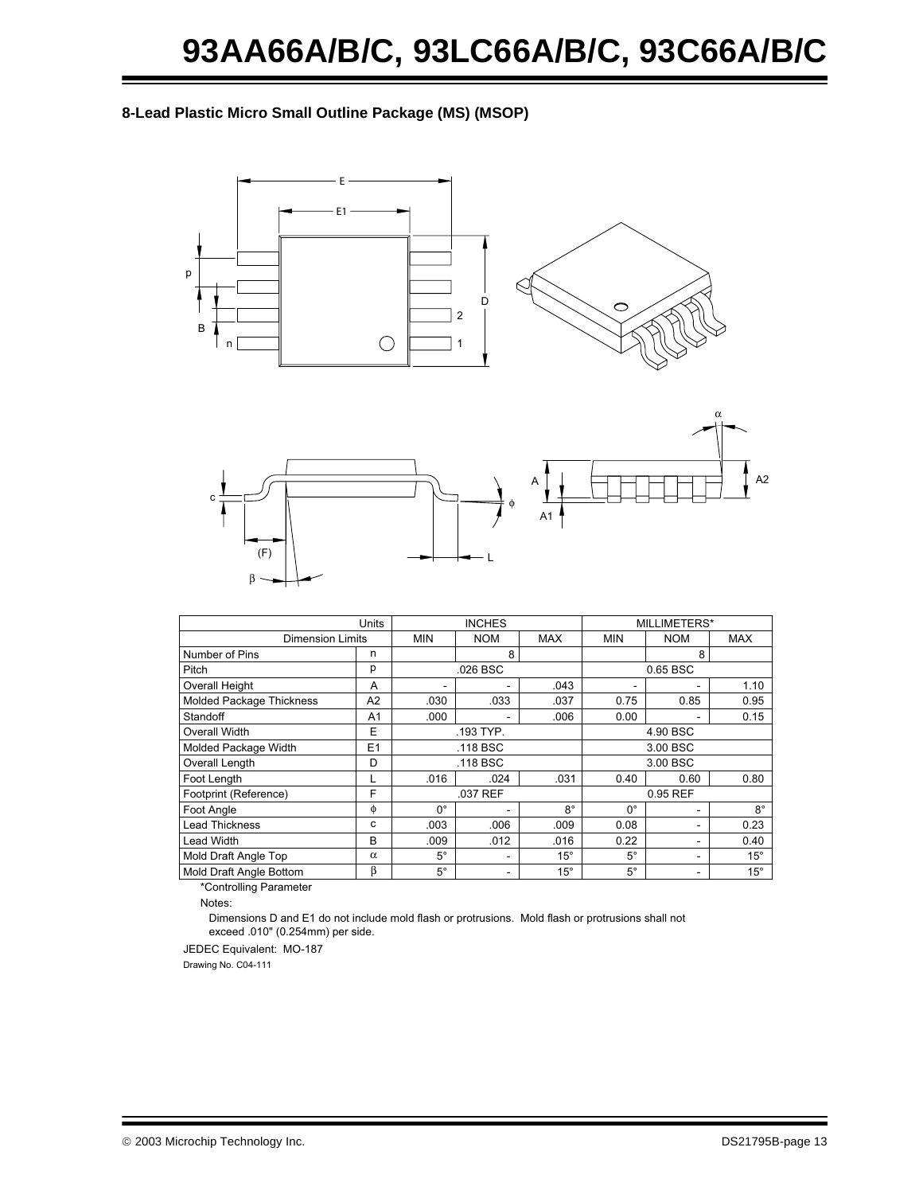## 8-Lead Plastic Micro Small Outline Package (MS) (MSOP)

| Units | | INCHES | | | MILLIMETERS* | | |
|---|---|---|---|---|---|---|---|
| Dimension Limits | | MIN | NOM | MAX | MIN | NOM | MAX |
| Number of Pins | n | | 8 | | | 8 | |
| Pitch | p | | .026 BSC | | | 0.65 BSC | |
| Overall Height | A | - | - | .043 | - | - | 1.10 |
| Molded Package Thickness | A2 | .030 | .033 | .037 | 0.75 | 0.85 | 0.95 |
| Standoff | A1 | .000 | - | .006 | 0.00 | - | 0.15 |
| Overall Width | E | | .193 TYP. | | | 4.90 BSC | |
| Molded Package Width | E1 | | .118 BSC | | | 3.00 BSC | |
| Overall Length | D | | .118 BSC | | | 3.00 BSC | |
| Foot Length | L | .016 | .024 | .031 | 0.40 | 0.60 | 0.80 |
| Footprint (Reference) | F | | .037 REF | | | 0.95 REF | |
| Foot Angle | φ | 0° | - | 8° | 0° | - | 8° |
| Lead Thickness | c | .003 | .006 | .009 | 0.08 | - | 0.23 |
| Lead Width | B | .009 | .012 | .016 | 0.22 | - | 0.40 |
| Mold Draft Angle Top | α | 5° | - | 15° | 5° | - | 15° |
| Mold Draft Angle Bottom | β | 5° | - | 15° | 5° | - | 15° |

*Controlling Parameter

Notes:

Dimensions D and E1 do not include mold flash or protrusions. Mold flash or protrusions shall not exceed .010" (0.254mm) per side.

JEDEC Equivalent: MO-187

Drawing No. C04-111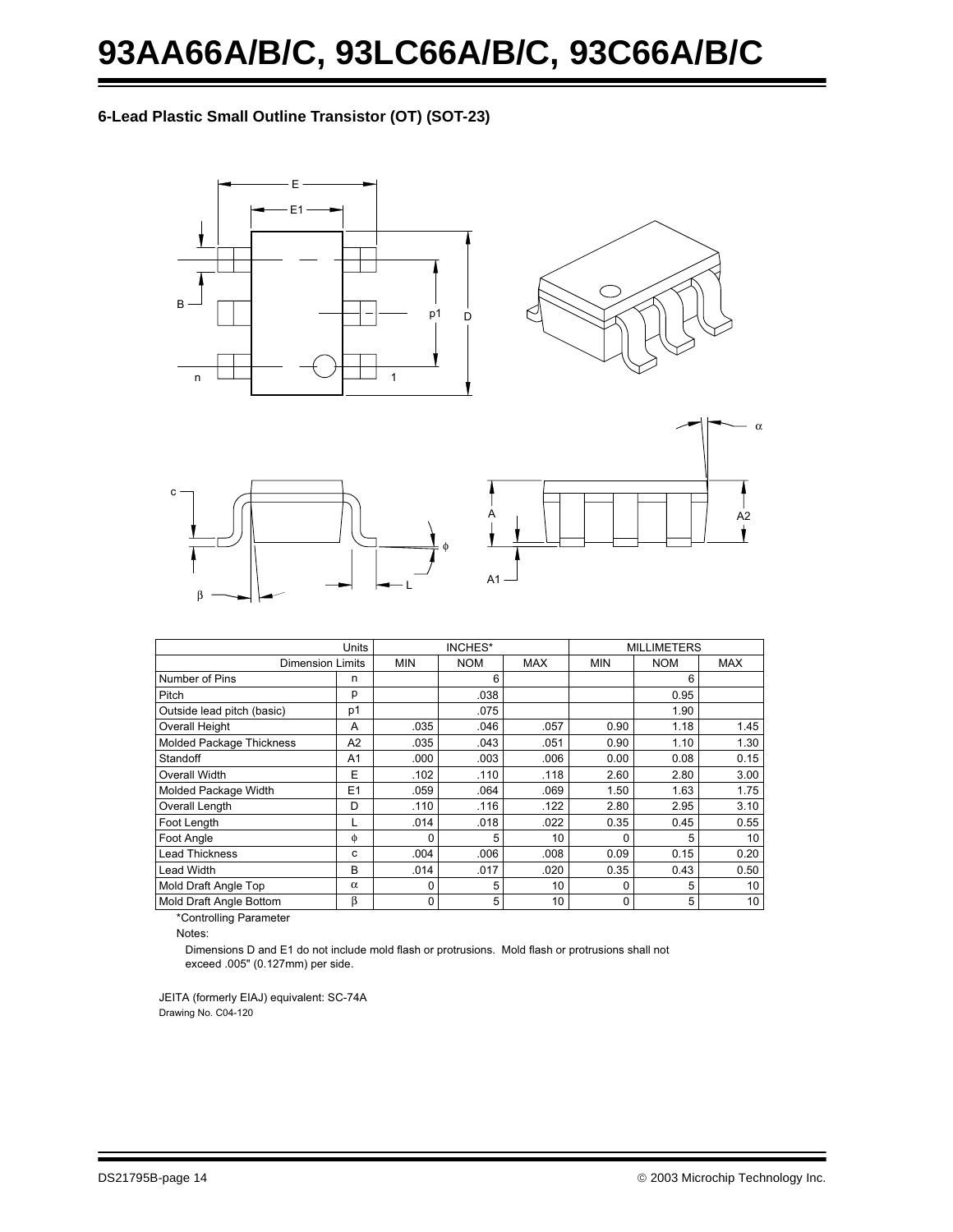## 6-Lead Plastic Small Outline Transistor (OT) (SOT-23)

| Units | | INCHES* | | | MILLIMETERS | | |
|---|---|---|---|---|---|---|---|
| Dimension Limits | | MIN | NOM | MAX | MIN | NOM | MAX |
| Number of Pins | n | | 6 | | | 6 | |
| Pitch | p | | .038 | | | 0.95 | |
| Outside lead pitch (basic) | p1 | | .075 | | | 1.90 | |
| Overall Height | A | .035 | .046 | .057 | 0.90 | 1.18 | 1.45 |
| Molded Package Thickness | A2 | .035 | .043 | .051 | 0.90 | 1.10 | 1.30 |
| Standoff | A1 | .000 | .003 | .006 | 0.00 | 0.08 | 0.15 |
| Overall Width | E | .102 | .110 | .118 | 2.60 | 2.80 | 3.00 |
| Molded Package Width | E1 | .059 | .064 | .069 | 1.50 | 1.63 | 1.75 |
| Overall Length | D | .110 | .116 | .122 | 2.80 | 2.95 | 3.10 |
| Foot Length | L | .014 | .018 | .022 | 0.35 | 0.45 | 0.55 |
| Foot Angle | $\phi$ | 0 | 5 | 10 | 0 | 5 | 10 |
| Lead Thickness | c | .004 | .006 | .008 | 0.09 | 0.15 | 0.20 |
| Lead Width | B | .014 | .017 | .020 | 0.35 | 0.43 | 0.50 |
| Mold Draft Angle Top | $\alpha$ | 0 | 5 | 10 | 0 | 5 | 10 |
| Mold Draft Angle Bottom | $\beta$ | 0 | 5 | 10 | 0 | 5 | 10 |

*Controlling Parameter

Notes:

Dimensions D and E1 do not include mold flash or protrusions. Mold flash or protrusions shall not exceed .005" (0.127mm) per side.

JEITA (formerly EIAJ) equivalent: SC-74A

Drawing No. C04-120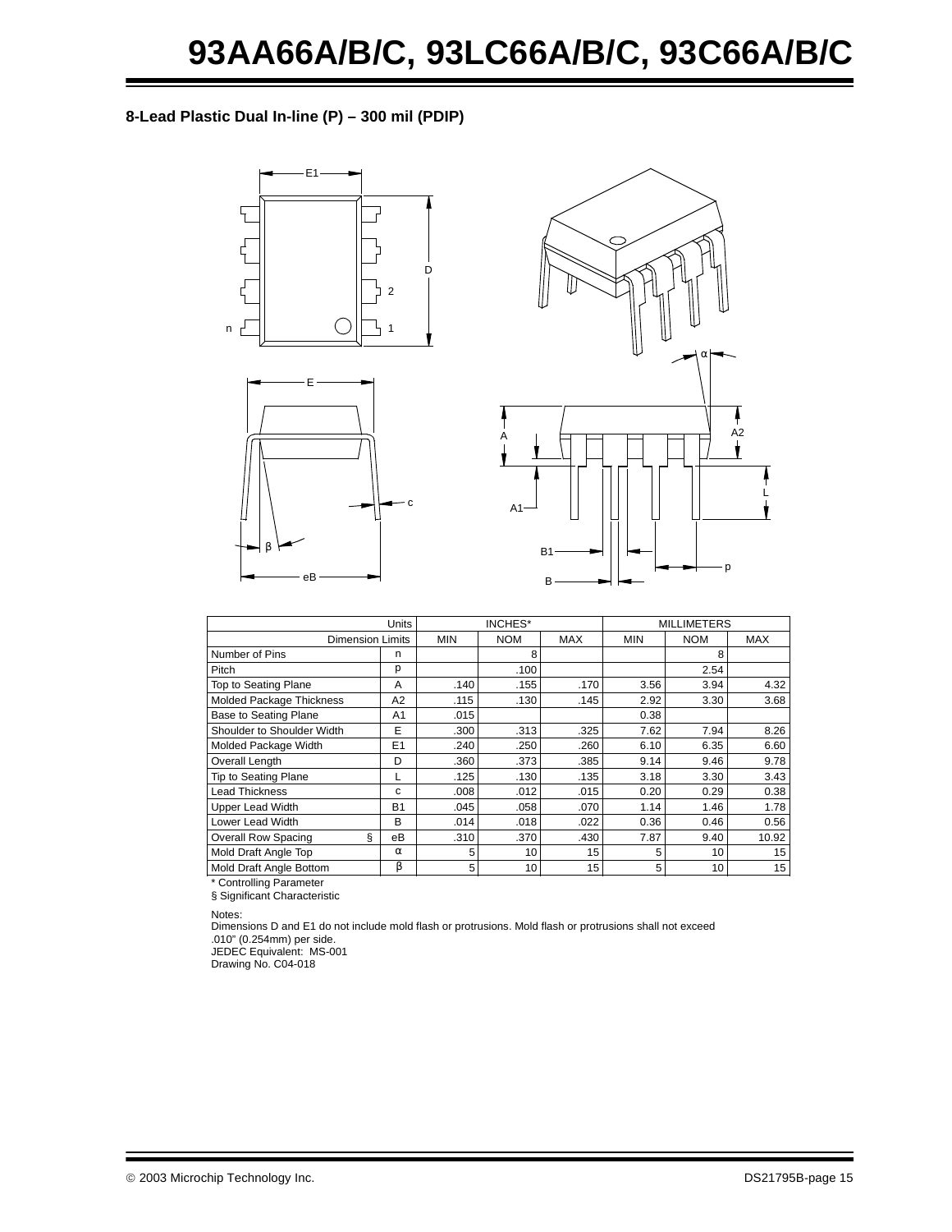## 8-Lead Plastic Dual In-line (P) – 300 mil (PDIP)

| Units | | INCHES* | | | MILLIMETERS | | |
|---|---|---|---|---|---|---|---|
| Dimension Limits | | MIN | NOM | MAX | MIN | NOM | MAX |
| Number of Pins | n | | 8 | | | 8 | |
| Pitch | p | | .100 | | | 2.54 | |
| Top to Seating Plane | A | .140 | .155 | .170 | 3.56 | 3.94 | 4.32 |
| Molded Package Thickness | A2 | .115 | .130 | .145 | 2.92 | 3.30 | 3.68 |
| Base to Seating Plane | A1 | .015 | | | 0.38 | | |
| Shoulder to Shoulder Width | E | .300 | .313 | .325 | 7.62 | 7.94 | 8.26 |
| Molded Package Width | E1 | .240 | .250 | .260 | 6.10 | 6.35 | 6.60 |
| Overall Length | D | .360 | .373 | .385 | 9.14 | 9.46 | 9.78 |
| Tip to Seating Plane | L | .125 | .130 | .135 | 3.18 | 3.30 | 3.43 |
| Lead Thickness | c | .008 | .012 | .015 | 0.20 | 0.29 | 0.38 |
| Upper Lead Width | B1 | .045 | .058 | .070 | 1.14 | 1.46 | 1.78 |
| Lower Lead Width | B | .014 | .018 | .022 | 0.36 | 0.46 | 0.56 |
| Overall Row Spacing § | eB | .310 | .370 | .430 | 7.87 | 9.40 | 10.92 |
| Mold Draft Angle Top | α | 5 | 10 | 15 | 5 | 10 | 15 |
| Mold Draft Angle Bottom | β | 5 | 10 | 15 | 5 | 10 | 15 |

* Controlling Parameter

§ Significant Characteristic

Notes:

Dimensions D and E1 do not include mold flash or protrusions. Mold flash or protrusions shall not exceed .010" (0.254mm) per side.

JEDEC Equivalent: MS-001

Drawing No. C04-018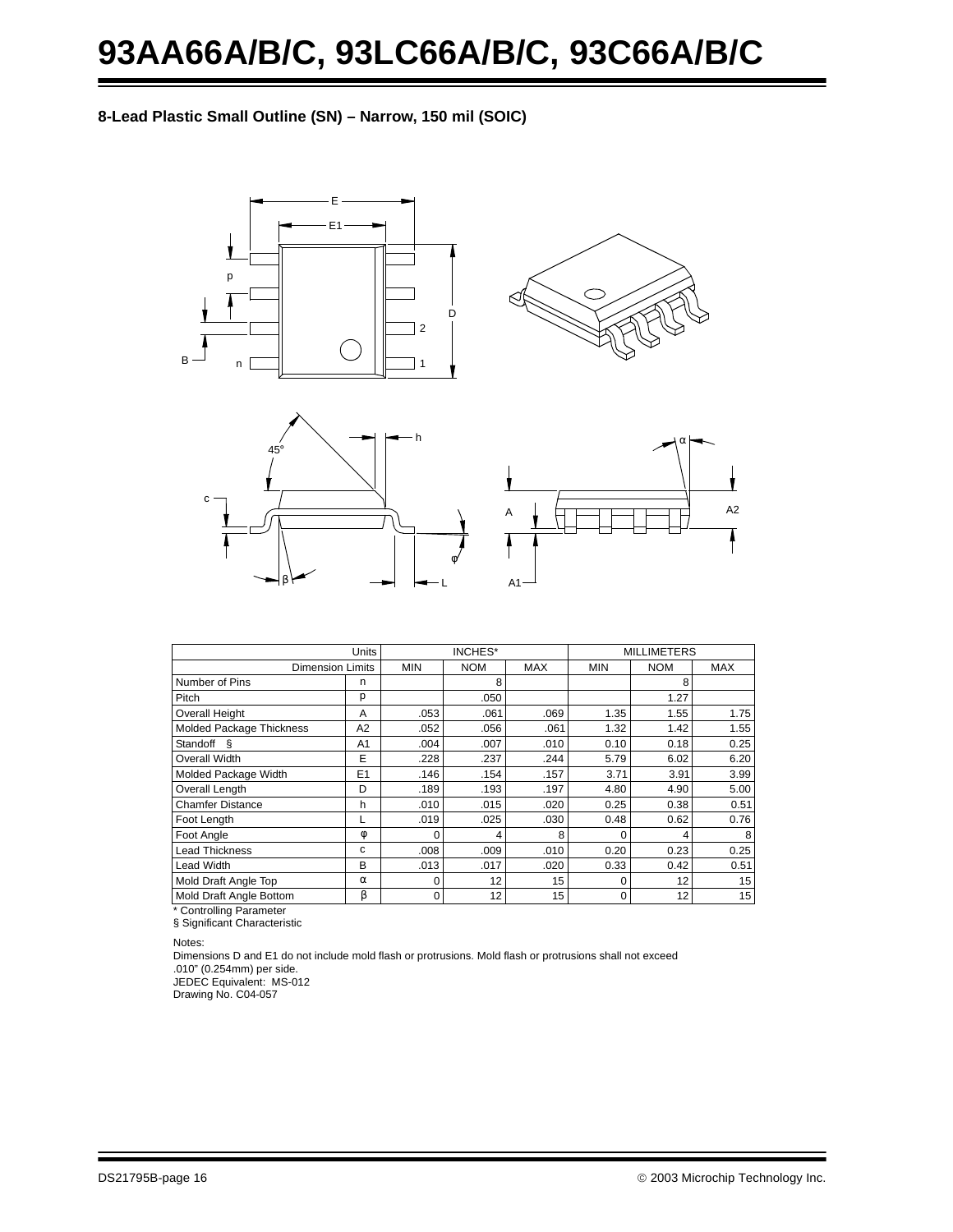## 8-Lead Plastic Small Outline (SN) – Narrow, 150 mil (SOIC)

| Units | | INCHES* | | | MILLIMETERS | | |
|---|---|---|---|---|---|---|---|
| Dimension Limits | | MIN | NOM | MAX | MIN | NOM | MAX |
| Number of Pins | n | | 8 | | | 8 | |
| Pitch | p | | .050 | | | 1.27 | |
| Overall Height | A | .053 | .061 | .069 | 1.35 | 1.55 | 1.75 |
| Molded Package Thickness | A2 | .052 | .056 | .061 | 1.32 | 1.42 | 1.55 |
| Standoff § | A1 | .004 | .007 | .010 | 0.10 | 0.18 | 0.25 |
| Overall Width | E | .228 | .237 | .244 | 5.79 | 6.02 | 6.20 |
| Molded Package Width | E1 | .146 | .154 | .157 | 3.71 | 3.91 | 3.99 |
| Overall Length | D | .189 | .193 | .197 | 4.80 | 4.90 | 5.00 |
| Chamfer Distance | h | .010 | .015 | .020 | 0.25 | 0.38 | 0.51 |
| Foot Length | L | .019 | .025 | .030 | 0.48 | 0.62 | 0.76 |
| Foot Angle | φ | 0 | 4 | 8 | 0 | 4 | 8 |
| Lead Thickness | c | .008 | .009 | .010 | 0.20 | 0.23 | 0.25 |
| Lead Width | B | .013 | .017 | .020 | 0.33 | 0.42 | 0.51 |
| Mold Draft Angle Top | α | 0 | 12 | 15 | 0 | 12 | 15 |
| Mold Draft Angle Bottom | β | 0 | 12 | 15 | 0 | 12 | 15 |

* Controlling Parameter
§ Significant Characteristic

Notes:
Dimensions D and E1 do not include mold flash or protrusions. Mold flash or protrusions shall not exceed .010" (0.254mm) per side.
JEDEC Equivalent: MS-012
Drawing No. C04-057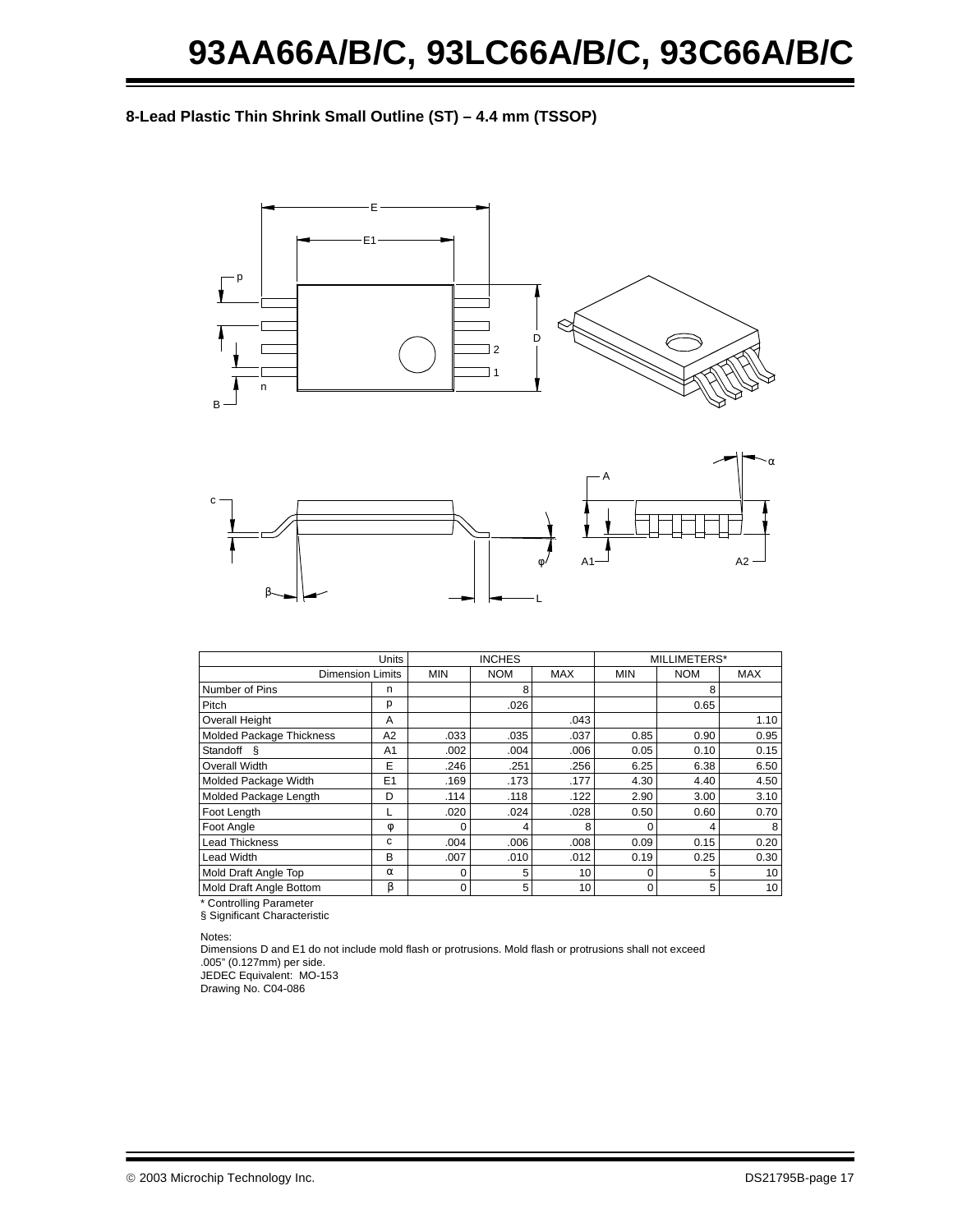## 8-Lead Plastic Thin Shrink Small Outline (ST) – 4.4 mm (TSSOP)

| Units | | INCHES | | | MILLIMETERS* | | |
|---|---|---|---|---|---|---|---|
| Dimension Limits | | MIN | NOM | MAX | MIN | NOM | MAX |
| Number of Pins | n | | 8 | | | 8 | |
| Pitch | p | | .026 | | | 0.65 | |
| Overall Height | A | | | .043 | | | 1.10 |
| Molded Package Thickness | A2 | .033 | .035 | .037 | 0.85 | 0.90 | 0.95 |
| Standoff § | A1 | .002 | .004 | .006 | 0.05 | 0.10 | 0.15 |
| Overall Width | E | .246 | .251 | .256 | 6.25 | 6.38 | 6.50 |
| Molded Package Width | E1 | .169 | .173 | .177 | 4.30 | 4.40 | 4.50 |
| Molded Package Length | D | .114 | .118 | .122 | 2.90 | 3.00 | 3.10 |
| Foot Length | L | .020 | .024 | .028 | 0.50 | 0.60 | 0.70 |
| Foot Angle | φ | 0 | 4 | 8 | 0 | 4 | 8 |
| Lead Thickness | c | .004 | .006 | .008 | 0.09 | 0.15 | 0.20 |
| Lead Width | B | .007 | .010 | .012 | 0.19 | 0.25 | 0.30 |
| Mold Draft Angle Top | α | 0 | 5 | 10 | 0 | 5 | 10 |
| Mold Draft Angle Bottom | β | 0 | 5 | 10 | 0 | 5 | 10 |

\* Controlling Parameter
§ Significant Characteristic

Notes:
Dimensions D and E1 do not include mold flash or protrusions. Mold flash or protrusions shall not exceed .005" (0.127mm) per side.
JEDEC Equivalent: MO-153
Drawing No. C04-086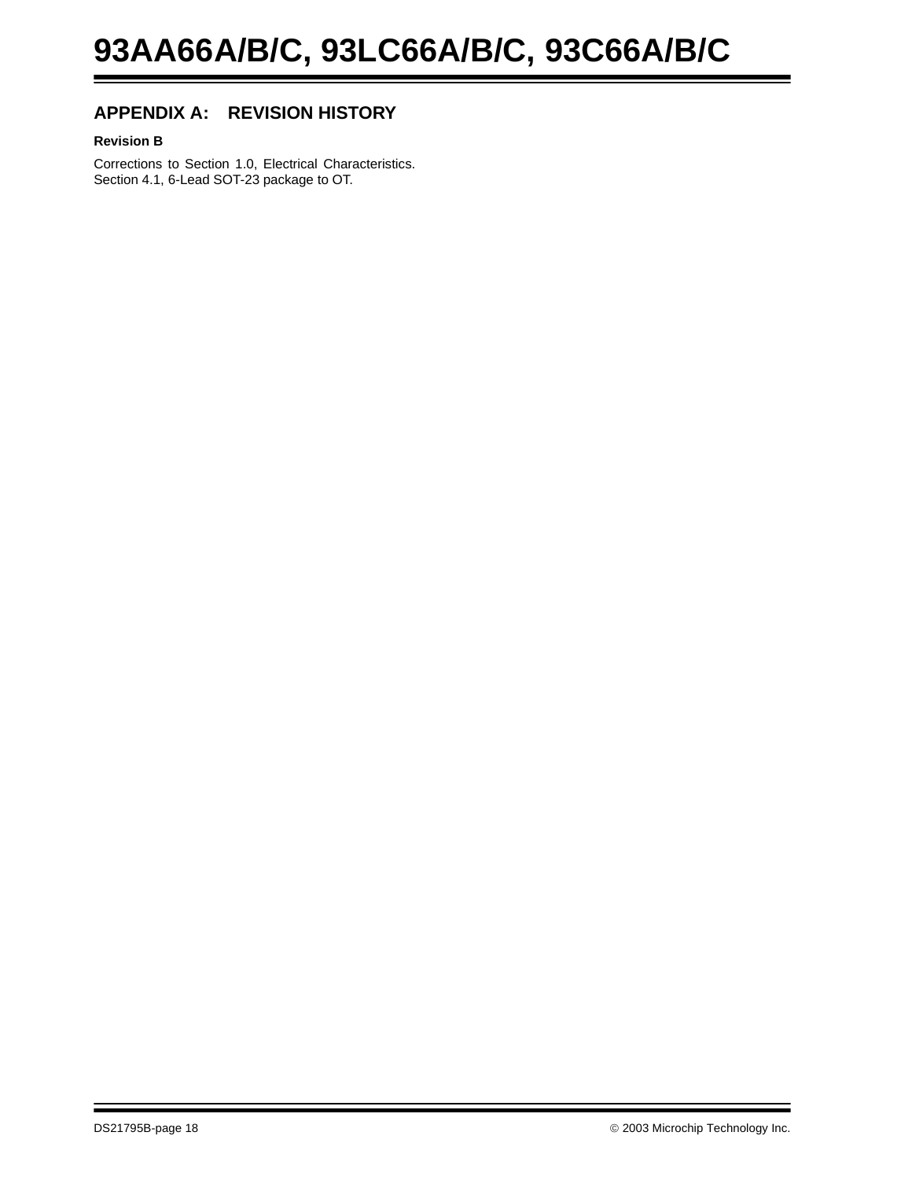## APPENDIX A: REVISION HISTORY

**Revision B**

Corrections to Section 1.0, Electrical Characteristics.
Section 4.1, 6-Lead SOT-23 package to OT.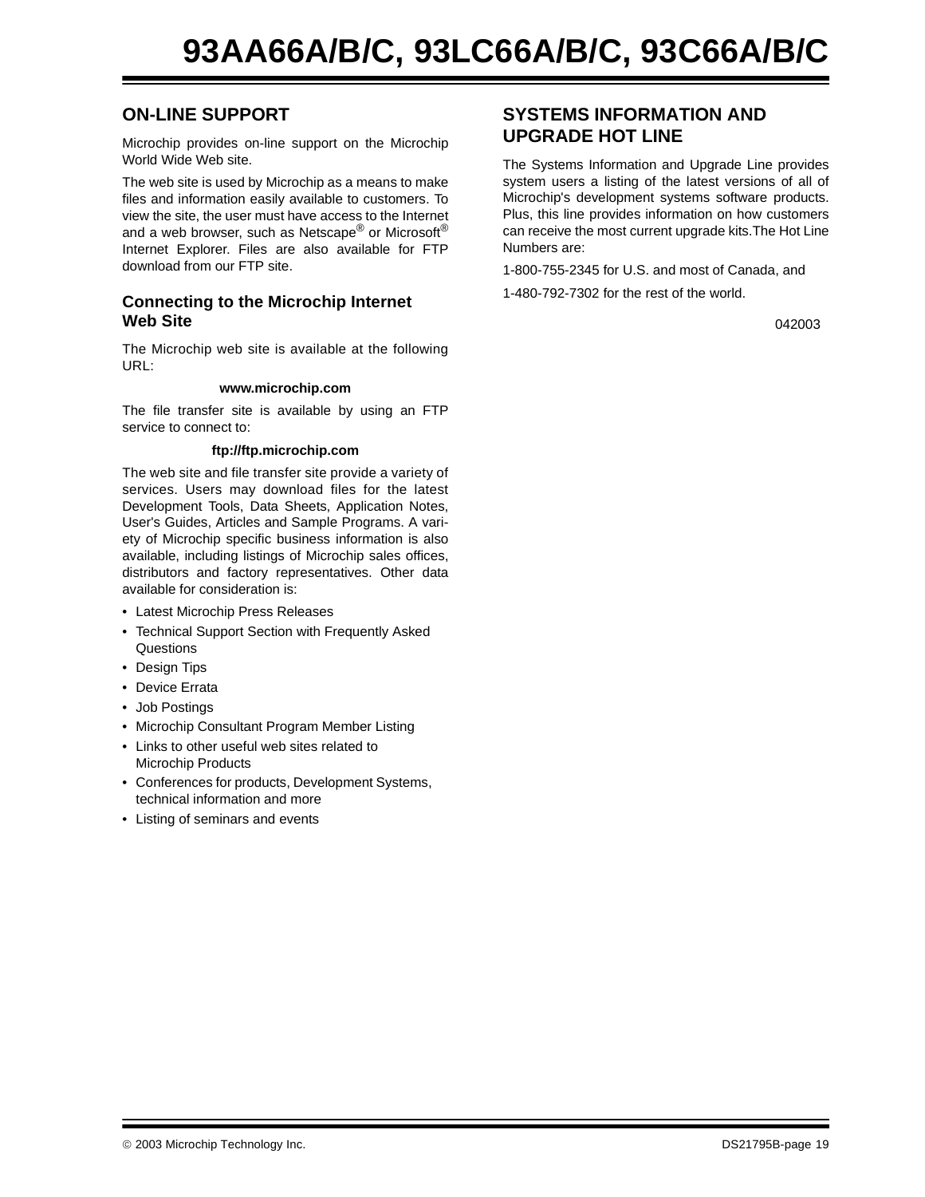## ON-LINE SUPPORT

Microchip provides on-line support on the Microchip World Wide Web site.

The web site is used by Microchip as a means to make files and information easily available to customers. To view the site, the user must have access to the Internet and a web browser, such as Netscape® or Microsoft® Internet Explorer. Files are also available for FTP download from our FTP site.

### Connecting to the Microchip Internet Web Site

The Microchip web site is available at the following URL:

**www.microchip.com**

The file transfer site is available by using an FTP service to connect to:

**ftp://ftp.microchip.com**

The web site and file transfer site provide a variety of services. Users may download files for the latest Development Tools, Data Sheets, Application Notes, User's Guides, Articles and Sample Programs. A variety of Microchip specific business information is also available, including listings of Microchip sales offices, distributors and factory representatives. Other data available for consideration is:

- Latest Microchip Press Releases
- Technical Support Section with Frequently Asked Questions
- Design Tips
- Device Errata
- Job Postings
- Microchip Consultant Program Member Listing
- Links to other useful web sites related to Microchip Products
- Conferences for products, Development Systems, technical information and more
- Listing of seminars and events

## SYSTEMS INFORMATION AND UPGRADE HOT LINE

The Systems Information and Upgrade Line provides system users a listing of the latest versions of all of Microchip's development systems software products. Plus, this line provides information on how customers can receive the most current upgrade kits.The Hot Line Numbers are:

1-800-755-2345 for U.S. and most of Canada, and

1-480-792-7302 for the rest of the world.

042003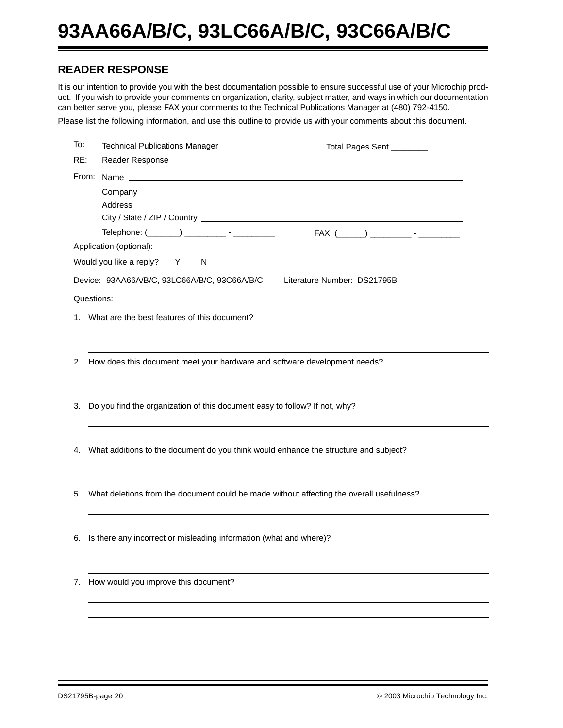## READER RESPONSE

It is our intention to provide you with the best documentation possible to ensure successful use of your Microchip product. If you wish to provide your comments on organization, clarity, subject matter, and ways in which our documentation can better serve you, please FAX your comments to the Technical Publications Manager at (480) 792-4150.

Please list the following information, and use this outline to provide us with your comments about this document.

To: Technical Publications Manager  Total Pages Sent ________

RE: Reader Response

From: Name ______________________________

Company ______________________________

Address ______________________________

City / State / ZIP / Country ______________________________

Telephone: (_______) _________ - _________  FAX: (______) _________ - _________

Application (optional):

Would you like a reply? ___Y ___N

Device: 93AA66A/B/C, 93LC66A/B/C, 93C66A/B/C  Literature Number: DS21795B

Questions:

1. What are the best features of this document?

______________________________

______________________________

2. How does this document meet your hardware and software development needs?

______________________________

______________________________

3. Do you find the organization of this document easy to follow? If not, why?

______________________________

______________________________

4. What additions to the document do you think would enhance the structure and subject?

______________________________

______________________________

5. What deletions from the document could be made without affecting the overall usefulness?

______________________________

______________________________

6. Is there any incorrect or misleading information (what and where)?

______________________________

______________________________

7. How would you improve this document?

______________________________

______________________________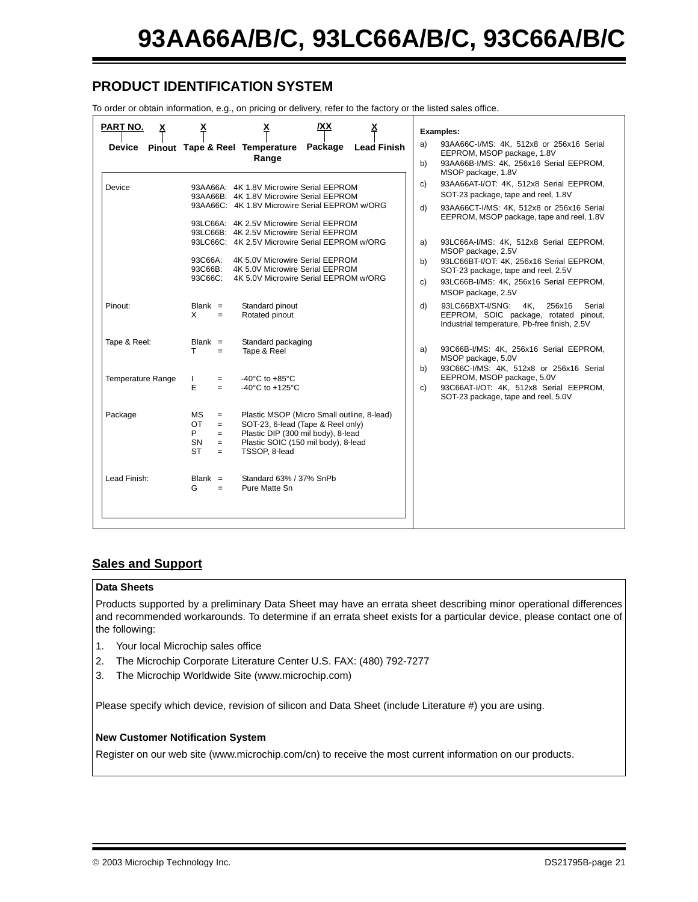## PRODUCT IDENTIFICATION SYSTEM

To order or obtain information, e.g., on pricing or delivery, refer to the factory or the listed sales office.

| PART NO. | X | X | X | /XX | X |
|---|---|---|---|---|---|
| Device | Pinout | Tape & Reel | Temperature Range | Package | Lead Finish |

| | |
|---|---|
| Device | 93AA66A: 4K 1.8V Microwire Serial EEPROM<br>93AA66B: 4K 1.8V Microwire Serial EEPROM<br>93AA66C: 4K 1.8V Microwire Serial EEPROM w/ORG<br><br>93LC66A: 4K 2.5V Microwire Serial EEPROM<br>93LC66B: 4K 2.5V Microwire Serial EEPROM<br>93LC66C: 4K 2.5V Microwire Serial EEPROM w/ORG<br><br>93C66A: 4K 5.0V Microwire Serial EEPROM<br>93C66B: 4K 5.0V Microwire Serial EEPROM<br>93C66C: 4K 5.0V Microwire Serial EEPROM w/ORG |
| Pinout: | Blank = Standard pinout<br>X = Rotated pinout |
| Tape & Reel: | Blank = Standard packaging<br>T = Tape & Reel |
| Temperature Range | I = -40°C to +85°C<br>E = -40°C to +125°C |
| Package | MS = Plastic MSOP (Micro Small outline, 8-lead)<br>OT = SOT-23, 6-lead (Tape & Reel only)<br>P = Plastic DIP (300 mil body), 8-lead<br>SN = Plastic SOIC (150 mil body), 8-lead<br>ST = TSSOP, 8-lead |
| Lead Finish: | Blank = Standard 63% / 37% SnPb<br>G = Pure Matte Sn |

**Examples:**

a) 93AA66C-I/MS: 4K, 512x8 or 256x16 Serial EEPROM, MSOP package, 1.8V
b) 93AA66B-I/MS: 4K, 256x16 Serial EEPROM, MSOP package, 1.8V
c) 93AA66AT-I/OT: 4K, 512x8 Serial EEPROM, SOT-23 package, tape and reel, 1.8V
d) 93AA66CT-I/MS: 4K, 512x8 or 256x16 Serial EEPROM, MSOP package, tape and reel, 1.8V

a) 93LC66A-I/MS: 4K, 512x8 Serial EEPROM, MSOP package, 2.5V
b) 93LC66BT-I/OT: 4K, 256x16 Serial EEPROM, SOT-23 package, tape and reel, 2.5V
c) 93LC66B-I/MS: 4K, 256x16 Serial EEPROM, MSOP package, 2.5V
d) 93LC66BXT-I/SNG: 4K, 256x16 Serial EEPROM, SOIC package, rotated pinout, Industrial temperature, Pb-free finish, 2.5V

a) 93C66B-I/MS: 4K, 256x16 Serial EEPROM, MSOP package, 5.0V
b) 93C66C-I/MS: 4K, 512x8 or 256x16 Serial EEPROM, MSOP package, 5.0V
c) 93C66AT-I/OT: 4K, 512x8 Serial EEPROM, SOT-23 package, tape and reel, 5.0V

## Sales and Support

**Data Sheets**

Products supported by a preliminary Data Sheet may have an errata sheet describing minor operational differences and recommended workarounds. To determine if an errata sheet exists for a particular device, please contact one of the following:

1. Your local Microchip sales office
2. The Microchip Corporate Literature Center U.S. FAX: (480) 792-7277
3. The Microchip Worldwide Site (www.microchip.com)

Please specify which device, revision of silicon and Data Sheet (include Literature #) you are using.

**New Customer Notification System**

Register on our web site (www.microchip.com/cn) to receive the most current information on our products.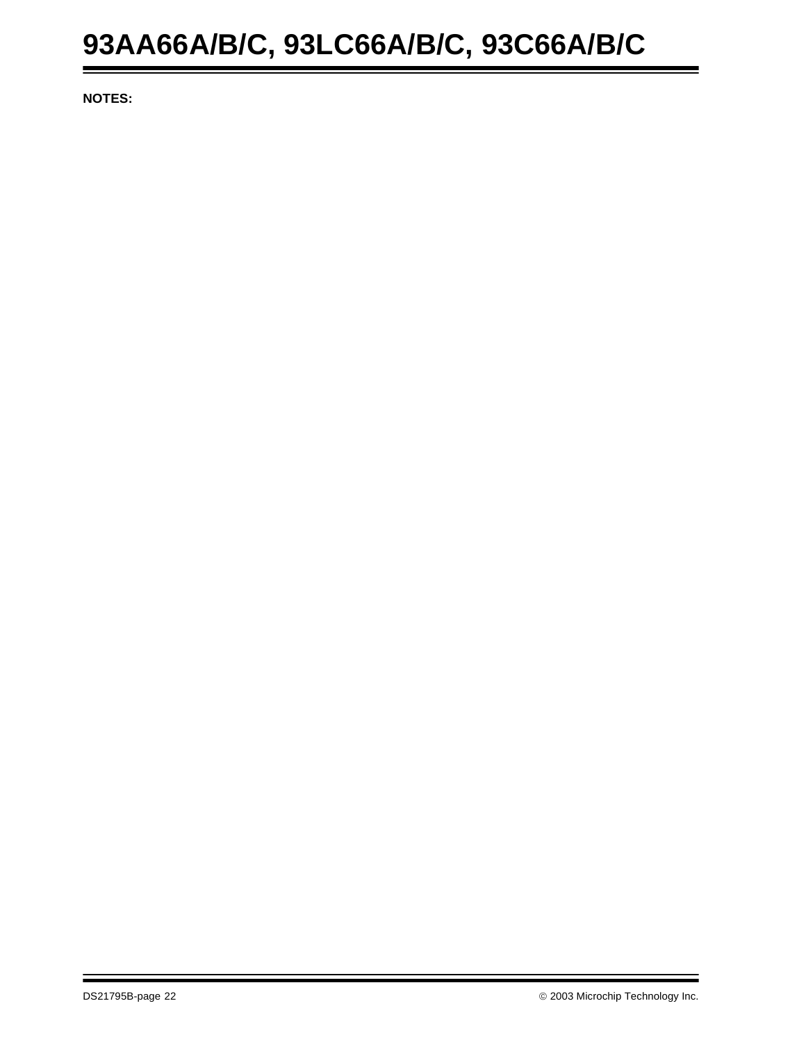**NOTES:**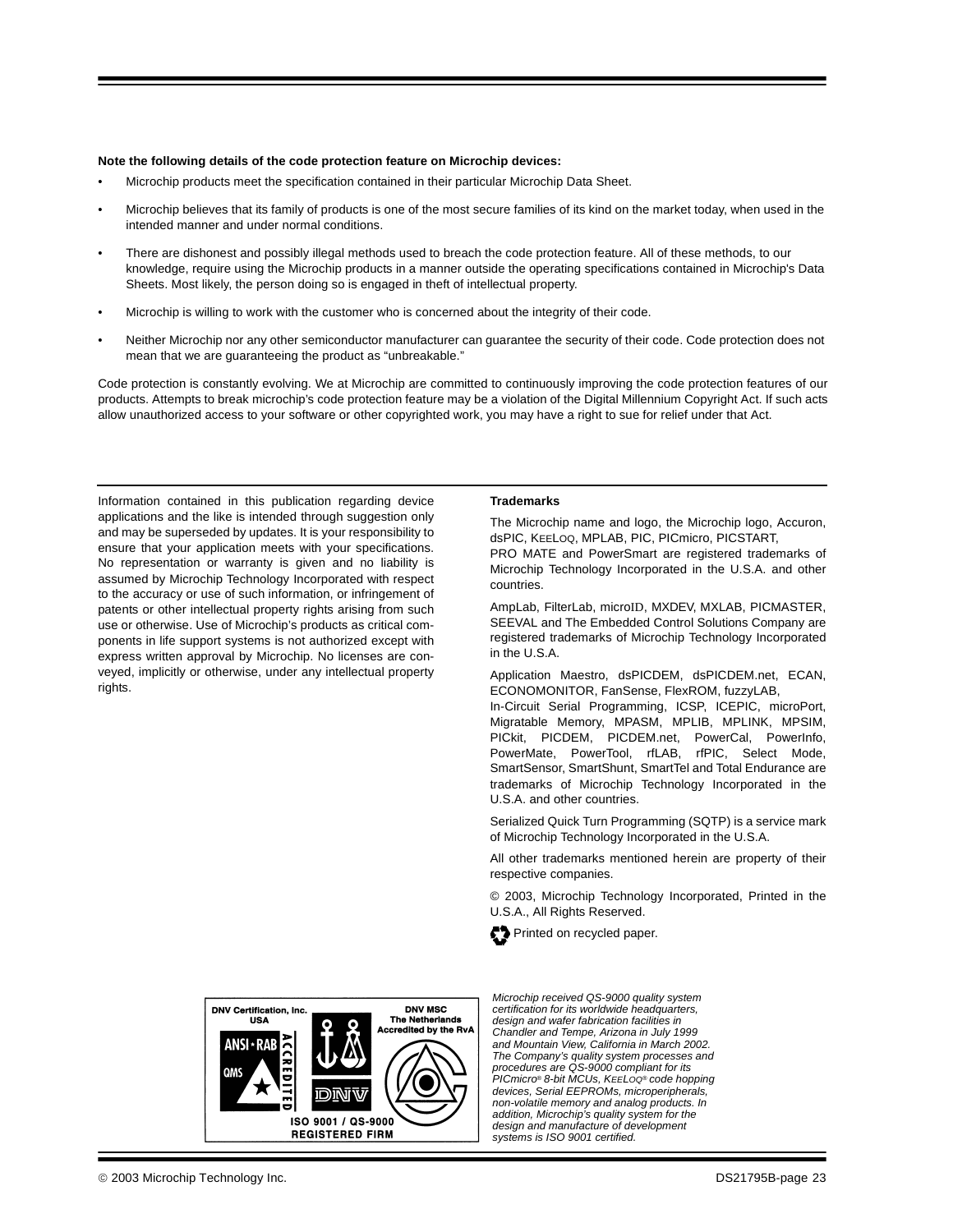**Note the following details of the code protection feature on Microchip devices:**

- Microchip products meet the specification contained in their particular Microchip Data Sheet.
- Microchip believes that its family of products is one of the most secure families of its kind on the market today, when used in the intended manner and under normal conditions.
- There are dishonest and possibly illegal methods used to breach the code protection feature. All of these methods, to our knowledge, require using the Microchip products in a manner outside the operating specifications contained in Microchip's Data Sheets. Most likely, the person doing so is engaged in theft of intellectual property.
- Microchip is willing to work with the customer who is concerned about the integrity of their code.
- Neither Microchip nor any other semiconductor manufacturer can guarantee the security of their code. Code protection does not mean that we are guaranteeing the product as “unbreakable.”

Code protection is constantly evolving. We at Microchip are committed to continuously improving the code protection features of our products. Attempts to break microchip's code protection feature may be a violation of the Digital Millennium Copyright Act. If such acts allow unauthorized access to your software or other copyrighted work, you may have a right to sue for relief under that Act.

Information contained in this publication regarding device applications and the like is intended through suggestion only and may be superseded by updates. It is your responsibility to ensure that your application meets with your specifications. No representation or warranty is given and no liability is assumed by Microchip Technology Incorporated with respect to the accuracy or use of such information, or infringement of patents or other intellectual property rights arising from such use or otherwise. Use of Microchip's products as critical components in life support systems is not authorized except with express written approval by Microchip. No licenses are conveyed, implicitly or otherwise, under any intellectual property rights.

**Trademarks**

The Microchip name and logo, the Microchip logo, Accuron, dsPIC, KEELOQ, MPLAB, PIC, PICmicro, PICSTART, PRO MATE and PowerSmart are registered trademarks of Microchip Technology Incorporated in the U.S.A. and other countries.

AmpLab, FilterLab, microID, MXDEV, MXLAB, PICMASTER, SEEVAL and The Embedded Control Solutions Company are registered trademarks of Microchip Technology Incorporated in the U.S.A.

Application Maestro, dsPICDEM, dsPICDEM.net, ECAN, ECONOMONITOR, FanSense, FlexROM, fuzzyLAB, In-Circuit Serial Programming, ICSP, ICEPIC, microPort, Migratable Memory, MPASM, MPLIB, MPLINK, MPSIM, PICkit, PICDEM, PICDEM.net, PowerCal, PowerInfo, PowerMate, PowerTool, rfLAB, rfPIC, Select Mode, SmartSensor, SmartShunt, SmartTel and Total Endurance are trademarks of Microchip Technology Incorporated in the U.S.A. and other countries.

Serialized Quick Turn Programming (SQTP) is a service mark of Microchip Technology Incorporated in the U.S.A.

All other trademarks mentioned herein are property of their respective companies.

© 2003, Microchip Technology Incorporated, Printed in the U.S.A., All Rights Reserved.

Printed on recycled paper.

DNV Certification, Inc. USA

DNV MSC The Netherlands Accredited by the RvA

ANSI • RAB QMS ACCREDITED

DNV

ISO 9001 / QS-9000 REGISTERED FIRM

*Microchip received QS-9000 quality system certification for its worldwide headquarters, design and wafer fabrication facilities in Chandler and Tempe, Arizona in July 1999 and Mountain View, California in March 2002. The Company's quality system processes and procedures are QS-9000 compliant for its PICmicro® 8-bit MCUs, KEELOQ® code hopping devices, Serial EEPROMs, microperipherals, non-volatile memory and analog products. In addition, Microchip's quality system for the design and manufacture of development systems is ISO 9001 certified.*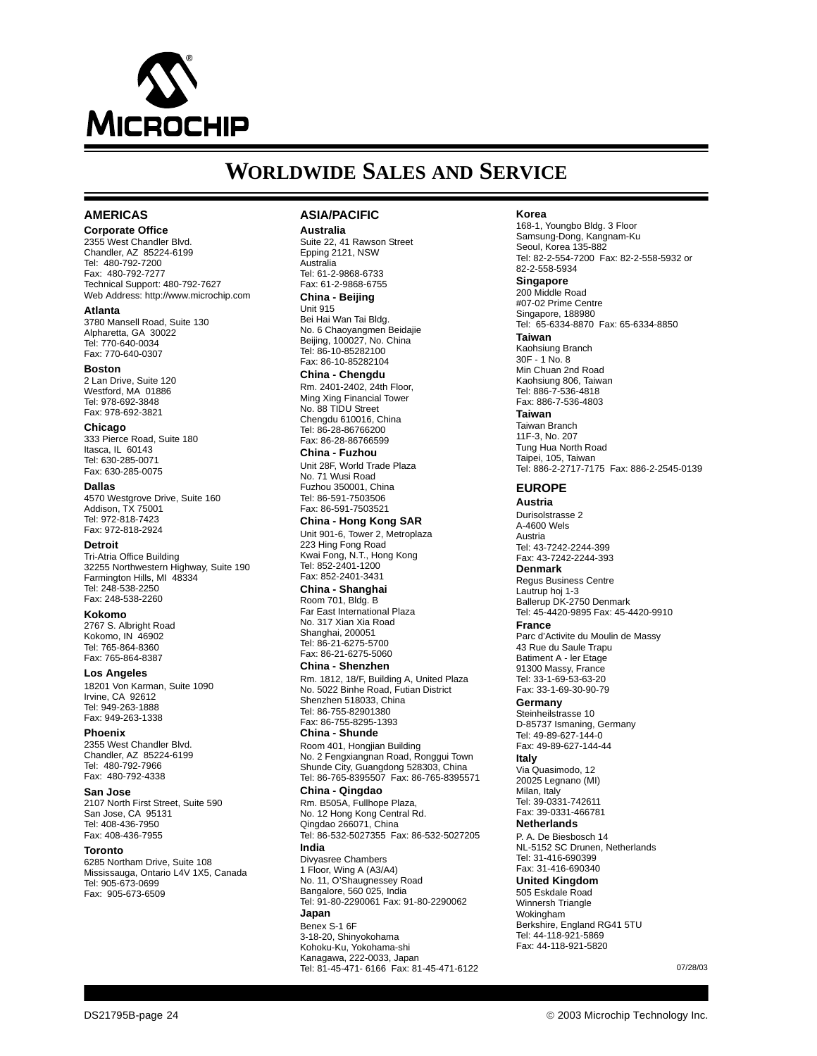# WORLDWIDE SALES AND SERVICE

## AMERICAS

**Corporate Office**
2355 West Chandler Blvd.
Chandler, AZ 85224-6199
Tel: 480-792-7200
Fax: 480-792-7277
Technical Support: 480-792-7627
Web Address: http://www.microchip.com

**Atlanta**
3780 Mansell Road, Suite 130
Alpharetta, GA 30022
Tel: 770-640-0034
Fax: 770-640-0307

**Boston**
2 Lan Drive, Suite 120
Westford, MA 01886
Tel: 978-692-3848
Fax: 978-692-3821

**Chicago**
333 Pierce Road, Suite 180
Itasca, IL 60143
Tel: 630-285-0071
Fax: 630-285-0075

**Dallas**
4570 Westgrove Drive, Suite 160
Addison, TX 75001
Tel: 972-818-7423
Fax: 972-818-2924

**Detroit**
Tri-Atria Office Building
32255 Northwestern Highway, Suite 190
Farmington Hills, MI 48334
Tel: 248-538-2250
Fax: 248-538-2260

**Kokomo**
2767 S. Albright Road
Kokomo, IN 46902
Tel: 765-864-8360
Fax: 765-864-8387

**Los Angeles**
18201 Von Karman, Suite 1090
Irvine, CA 92612
Tel: 949-263-1888
Fax: 949-263-1338

**Phoenix**
2355 West Chandler Blvd.
Chandler, AZ 85224-6199
Tel: 480-792-7966
Fax: 480-792-4338

**San Jose**
2107 North First Street, Suite 590
San Jose, CA 95131
Tel: 408-436-7950
Fax: 408-436-7955

**Toronto**
6285 Northam Drive, Suite 108
Mississauga, Ontario L4V 1X5, Canada
Tel: 905-673-0699
Fax: 905-673-6509

## ASIA/PACIFIC

**Australia**
Suite 22, 41 Rawson Street
Epping 2121, NSW
Australia
Tel: 61-2-9868-6733
Fax: 61-2-9868-6755

**China - Beijing**
Unit 915
Bei Hai Wan Tai Bldg.
No. 6 Chaoyangmen Beidajie
Beijing, 100027, No. China
Tel: 86-10-85282100
Fax: 86-10-85282104

**China - Chengdu**
Rm. 2401-2402, 24th Floor,
Ming Xing Financial Tower
No. 88 TIDU Street
Chengdu 610016, China
Tel: 86-28-86766200
Fax: 86-28-86766599

**China - Fuzhou**
Unit 28F, World Trade Plaza
No. 71 Wusi Road
Fuzhou 350001, China
Tel: 86-591-7503506
Fax: 86-591-7503521

**China - Hong Kong SAR**
Unit 901-6, Tower 2, Metroplaza
223 Hing Fong Road
Kwai Fong, N.T., Hong Kong
Tel: 852-2401-1200
Fax: 852-2401-3431

**China - Shanghai**
Room 701, Bldg. B
Far East International Plaza
No. 317 Xian Xia Road
Shanghai, 200051
Tel: 86-21-6275-5700
Fax: 86-21-6275-5060

**China - Shenzhen**
Rm. 1812, 18/F, Building A, United Plaza
No. 5022 Binhe Road, Futian District
Shenzhen 518033, China
Tel: 86-755-82901380
Fax: 86-755-8295-1393

**China - Shunde**
Room 401, Hongjian Building
No. 2 Fengxiangnan Road, Ronggui Town
Shunde City, Guangdong 528303, China
Tel: 86-765-8395507 Fax: 86-765-8395571

**China - Qingdao**
Rm. B505A, Fullhope Plaza,
No. 12 Hong Kong Central Rd.
Qingdao 266071, China
Tel: 86-532-5027355 Fax: 86-532-5027205

**India**
Divyasree Chambers
1 Floor, Wing A (A3/A4)
No. 11, O'Shaugnessey Road
Bangalore, 560 025, India
Tel: 91-80-2290061 Fax: 91-80-2290062

**Japan**
Benex S-1 6F
3-18-20, Shinyokohama
Kohoku-Ku, Yokohama-shi
Kanagawa, 222-0033, Japan
Tel: 81-45-471- 6166 Fax: 81-45-471-6122

**Korea**
168-1, Youngbo Bldg. 3 Floor
Samsung-Dong, Kangnam-Ku
Seoul, Korea 135-882
Tel: 82-2-554-7200 Fax: 82-2-558-5932 or 82-2-558-5934

**Singapore**
200 Middle Road
#07-02 Prime Centre
Singapore, 188980
Tel: 65-6334-8870 Fax: 65-6334-8850

**Taiwan**
Kaohsiung Branch
30F - 1 No. 8
Min Chuan 2nd Road
Kaohsiung 806, Taiwan
Tel: 886-7-536-4818
Fax: 886-7-536-4803

**Taiwan**
Taiwan Branch
11F-3, No. 207
Tung Hua North Road
Taipei, 105, Taiwan
Tel: 886-2-2717-7175 Fax: 886-2-2545-0139

## EUROPE

**Austria**
Durisolstrasse 2
A-4600 Wels
Austria
Tel: 43-7242-2244-399
Fax: 43-7242-2244-393

**Denmark**
Regus Business Centre
Lautrup hoj 1-3
Ballerup DK-2750 Denmark
Tel: 45-4420-9895 Fax: 45-4420-9910

**France**
Parc d'Activite du Moulin de Massy
43 Rue du Saule Trapu
Batiment A - ler Etage
91300 Massy, France
Tel: 33-1-69-53-63-20
Fax: 33-1-69-30-90-79

**Germany**
Steinheilstrasse 10
D-85737 Ismaning, Germany
Tel: 49-89-627-144-0
Fax: 49-89-627-144-44

**Italy**
Via Quasimodo, 12
20025 Legnano (MI)
Milan, Italy
Tel: 39-0331-742611
Fax: 39-0331-466781

**Netherlands**
P. A. De Biesbosch 14
NL-5152 SC Drunen, Netherlands
Tel: 31-416-690399
Fax: 31-416-690340

**United Kingdom**
505 Eskdale Road
Winnersh Triangle
Wokingham
Berkshire, England RG41 5TU
Tel: 44-118-921-5869
Fax: 44-118-921-5820

07/28/03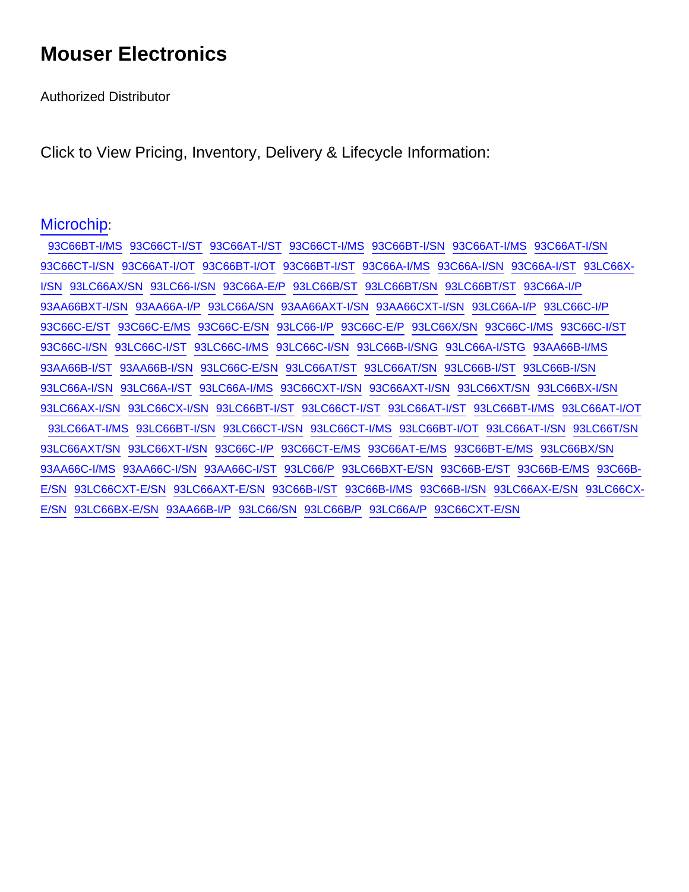# Mouser Electronics

Authorized Distributor

Click to View Pricing, Inventory, Delivery & Lifecycle Information:

Microchip:

93C66BT-I/MS 93C66CT-I/ST 93C66AT-I/ST 93C66CT-I/MS 93C66BT-I/SN 93C66AT-I/MS 93C66AT-I/SN 93C66CT-I/SN 93C66AT-I/OT 93C66BT-I/OT 93C66BT-I/ST 93C66A-I/MS 93C66A-I/SN 93C66A-I/ST 93LC66X-I/SN 93LC66AX/SN 93LC66-I/SN 93C66A-E/P 93LC66B/ST 93LC66BT/SN 93LC66BT/ST 93C66A-I/P 93AA66BXT-I/SN 93AA66A-I/P 93LC66A/SN 93AA66AXT-I/SN 93AA66CXT-I/SN 93LC66A-I/P 93LC66C-I/P 93C66C-E/ST 93C66C-E/MS 93C66C-E/SN 93LC66-I/P 93C66C-E/P 93LC66X/SN 93C66C-I/MS 93C66C-I/ST 93C66C-I/SN 93LC66C-I/ST 93LC66C-I/MS 93LC66C-I/SN 93LC66B-I/SNG 93LC66A-I/STG 93AA66B-I/MS 93AA66B-I/ST 93AA66B-I/SN 93LC66C-E/SN 93LC66AT/ST 93LC66AT/SN 93LC66B-I/ST 93LC66B-I/SN 93LC66A-I/SN 93LC66A-I/ST 93LC66A-I/MS 93C66CXT-I/SN 93C66AXT-I/SN 93LC66XT/SN 93LC66BX-I/SN 93LC66AX-I/SN 93LC66CX-I/SN 93LC66BT-I/ST 93LC66CT-I/ST 93LC66AT-I/ST 93LC66BT-I/MS 93LC66AT-I/OT 93LC66AT-I/MS 93LC66BT-I/SN 93LC66CT-I/SN 93LC66CT-I/MS 93LC66BT-I/OT 93LC66AT-I/SN 93LC66T/SN 93LC66AXT/SN 93LC66XT-I/SN 93C66C-I/P 93C66CT-E/MS 93C66AT-E/MS 93C66BT-E/MS 93LC66BX/SN 93AA66C-I/MS 93AA66C-I/SN 93AA66C-I/ST 93LC66/P 93LC66BXT-E/SN 93C66B-E/ST 93C66B-E/MS 93C66B-E/SN 93LC66CXT-E/SN 93LC66AXT-E/SN 93C66B-I/ST 93C66B-I/MS 93C66B-I/SN 93LC66AX-E/SN 93LC66CX-E/SN 93LC66BX-E/SN 93AA66B-I/P 93LC66/SN 93LC66B/P 93LC66A/P 93C66CXT-E/SN